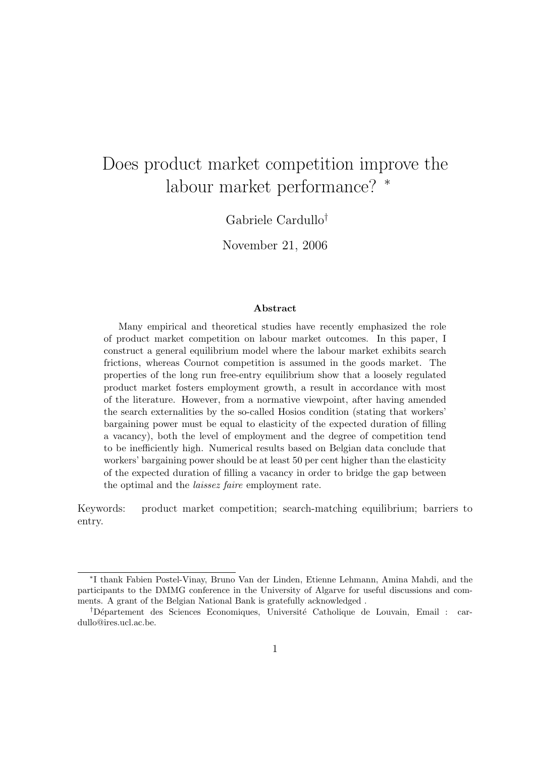# Does product market competition improve the labour market performance? [*]

Gabriele Cardullo[†]

November 21, 2006

### Abstract

Many empirical and theoretical studies have recently emphasized the role of product market competition on labour market outcomes. In this paper, I construct a general equilibrium model where the labour market exhibits search frictions, whereas Cournot competition is assumed in the goods market. The properties of the long run free-entry equilibrium show that a loosely regulated product market fosters employment growth, a result in accordance with most of the literature. However, from a normative viewpoint, after having amended the search externalities by the so-called Hosios condition (stating that workers' bargaining power must be equal to elasticity of the expected duration of filling a vacancy), both the level of employment and the degree of competition tend to be inefficiently high. Numerical results based on Belgian data conclude that workers' bargaining power should be at least 50 per cent higher than the elasticity of the expected duration of filling a vacancy in order to bridge the gap between the optimal and the *laissez faire* employment rate.

Keywords: product market competition; search-matching equilibrium; barriers to entry.

---

[*] I thank Fabien Postel-Vinay, Bruno Van der Linden, Etienne Lehmann, Amina Mahdi, and the participants to the DMMG conference in the University of Algarve for useful discussions and comments. A grant of the Belgian National Bank is gratefully acknowledged .

[†] Département des Sciences Economiques, Université Catholique de Louvain, Email : cardullo@ires.ucl.ac.be.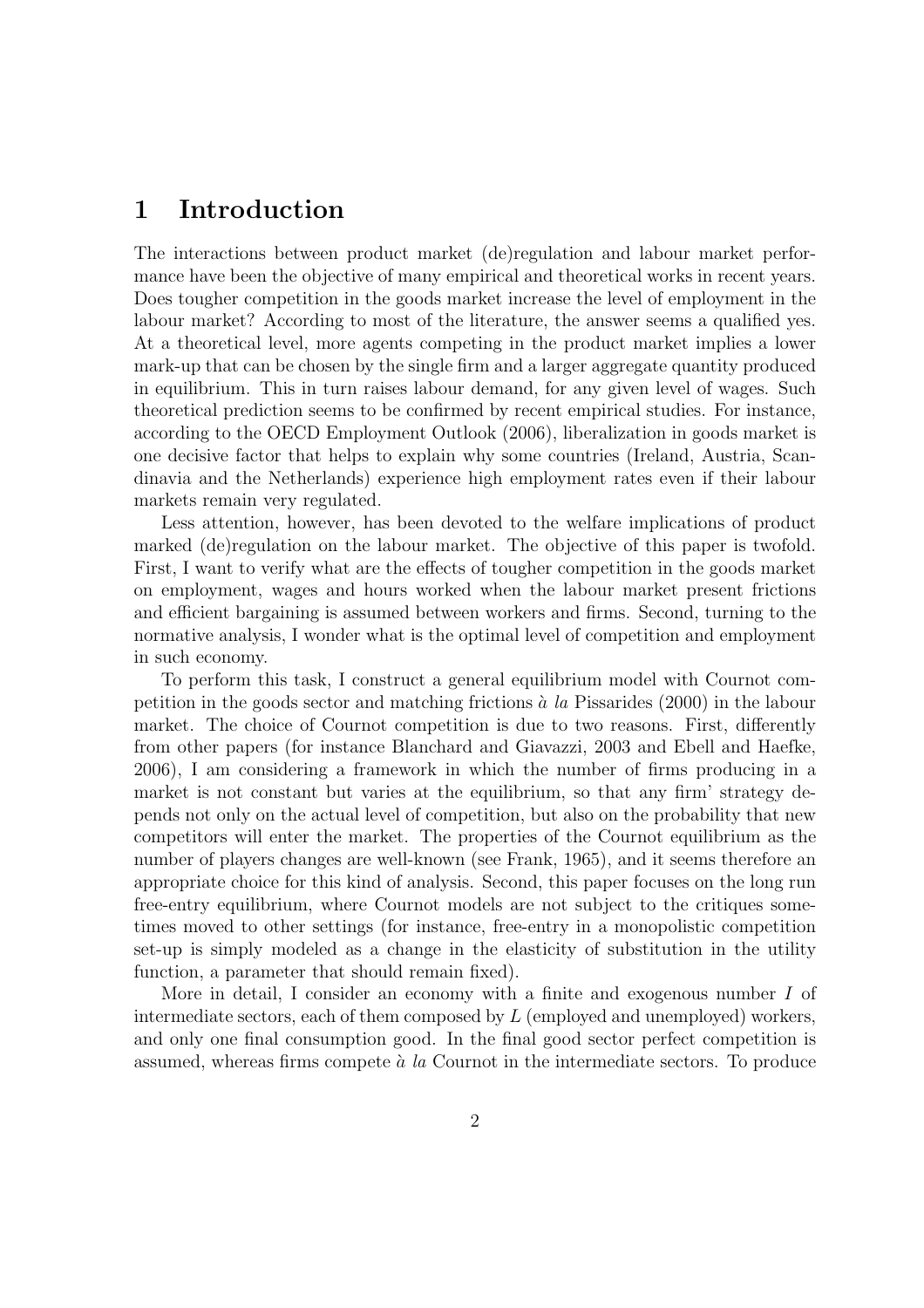# 1 Introduction

The interactions between product market (de)regulation and labour market performance have been the objective of many empirical and theoretical works in recent years. Does tougher competition in the goods market increase the level of employment in the labour market? According to most of the literature, the answer seems a qualified yes. At a theoretical level, more agents competing in the product market implies a lower mark-up that can be chosen by the single firm and a larger aggregate quantity produced in equilibrium. This in turn raises labour demand, for any given level of wages. Such theoretical prediction seems to be confirmed by recent empirical studies. For instance, according to the OECD Employment Outlook (2006), liberalization in goods market is one decisive factor that helps to explain why some countries (Ireland, Austria, Scandinavia and the Netherlands) experience high employment rates even if their labour markets remain very regulated.

Less attention, however, has been devoted to the welfare implications of product marked (de)regulation on the labour market. The objective of this paper is twofold. First, I want to verify what are the effects of tougher competition in the goods market on employment, wages and hours worked when the labour market present frictions and efficient bargaining is assumed between workers and firms. Second, turning to the normative analysis, I wonder what is the optimal level of competition and employment in such economy.

To perform this task, I construct a general equilibrium model with Cournot competition in the goods sector and matching frictions *à la* Pissarides (2000) in the labour market. The choice of Cournot competition is due to two reasons. First, differently from other papers (for instance Blanchard and Giavazzi, 2003 and Ebell and Haefke, 2006), I am considering a framework in which the number of firms producing in a market is not constant but varies at the equilibrium, so that any firm' strategy depends not only on the actual level of competition, but also on the probability that new competitors will enter the market. The properties of the Cournot equilibrium as the number of players changes are well-known (see Frank, 1965), and it seems therefore an appropriate choice for this kind of analysis. Second, this paper focuses on the long run free-entry equilibrium, where Cournot models are not subject to the critiques sometimes moved to other settings (for instance, free-entry in a monopolistic competition set-up is simply modeled as a change in the elasticity of substitution in the utility function, a parameter that should remain fixed).

More in detail, I consider an economy with a finite and exogenous number $I$ of intermediate sectors, each of them composed by $L$ (employed and unemployed) workers, and only one final consumption good. In the final good sector perfect competition is assumed, whereas firms compete *à la* Cournot in the intermediate sectors. To produce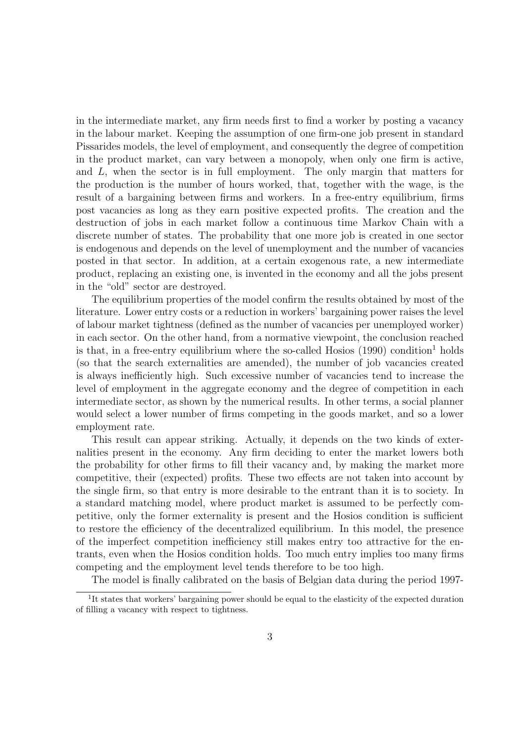in the intermediate market, any firm needs first to find a worker by posting a vacancy in the labour market. Keeping the assumption of one firm-one job present in standard Pissarides models, the level of employment, and consequently the degree of competition in the product market, can vary between a monopoly, when only one firm is active, and $L$, when the sector is in full employment. The only margin that matters for the production is the number of hours worked, that, together with the wage, is the result of a bargaining between firms and workers. In a free-entry equilibrium, firms post vacancies as long as they earn positive expected profits. The creation and the destruction of jobs in each market follow a continuous time Markov Chain with a discrete number of states. The probability that one more job is created in one sector is endogenous and depends on the level of unemployment and the number of vacancies posted in that sector. In addition, at a certain exogenous rate, a new intermediate product, replacing an existing one, is invented in the economy and all the jobs present in the "old" sector are destroyed.

The equilibrium properties of the model confirm the results obtained by most of the literature. Lower entry costs or a reduction in workers' bargaining power raises the level of labour market tightness (defined as the number of vacancies per unemployed worker) in each sector. On the other hand, from a normative viewpoint, the conclusion reached is that, in a free-entry equilibrium where the so-called Hosios (1990) condition[1] holds (so that the search externalities are amended), the number of job vacancies created is always inefficiently high. Such excessive number of vacancies tend to increase the level of employment in the aggregate economy and the degree of competition in each intermediate sector, as shown by the numerical results. In other terms, a social planner would select a lower number of firms competing in the goods market, and so a lower employment rate.

This result can appear striking. Actually, it depends on the two kinds of externalities present in the economy. Any firm deciding to enter the market lowers both the probability for other firms to fill their vacancy and, by making the market more competitive, their (expected) profits. These two effects are not taken into account by the single firm, so that entry is more desirable to the entrant than it is to society. In a standard matching model, where product market is assumed to be perfectly competitive, only the former externality is present and the Hosios condition is sufficient to restore the efficiency of the decentralized equilibrium. In this model, the presence of the imperfect competition inefficiency still makes entry too attractive for the entrants, even when the Hosios condition holds. Too much entry implies too many firms competing and the employment level tends therefore to be too high.

The model is finally calibrated on the basis of Belgian data during the period 1997-

[1] It states that workers' bargaining power should be equal to the elasticity of the expected duration of filling a vacancy with respect to tightness.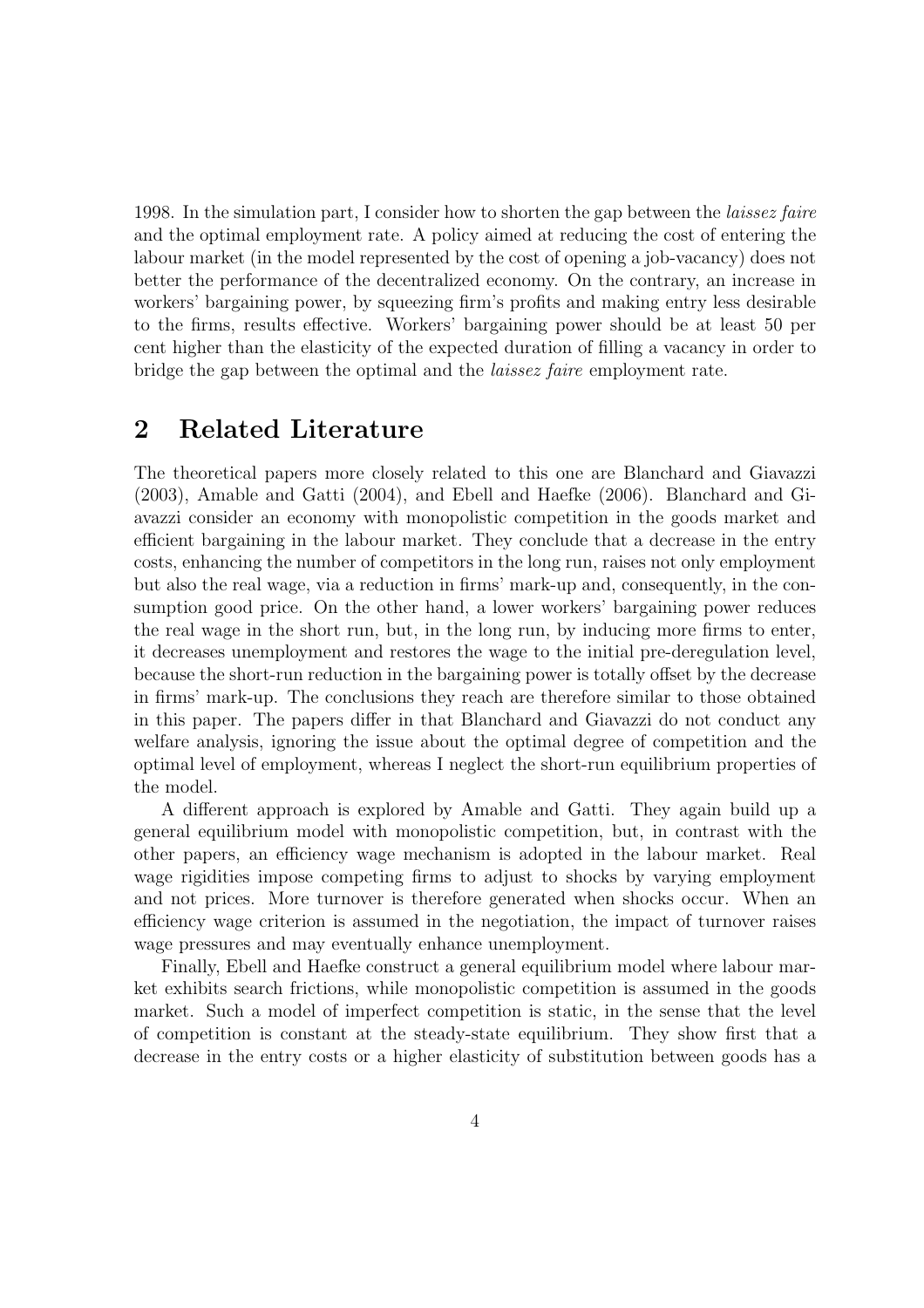1998. In the simulation part, I consider how to shorten the gap between the *laissez faire* and the optimal employment rate. A policy aimed at reducing the cost of entering the labour market (in the model represented by the cost of opening a job-vacancy) does not better the performance of the decentralized economy. On the contrary, an increase in workers' bargaining power, by squeezing firm's profits and making entry less desirable to the firms, results effective. Workers' bargaining power should be at least 50 per cent higher than the elasticity of the expected duration of filling a vacancy in order to bridge the gap between the optimal and the *laissez faire* employment rate.

## 2 Related Literature

The theoretical papers more closely related to this one are Blanchard and Giavazzi (2003), Amable and Gatti (2004), and Ebell and Haefke (2006). Blanchard and Giavazzi consider an economy with monopolistic competition in the goods market and efficient bargaining in the labour market. They conclude that a decrease in the entry costs, enhancing the number of competitors in the long run, raises not only employment but also the real wage, via a reduction in firms' mark-up and, consequently, in the consumption good price. On the other hand, a lower workers' bargaining power reduces the real wage in the short run, but, in the long run, by inducing more firms to enter, it decreases unemployment and restores the wage to the initial pre-deregulation level, because the short-run reduction in the bargaining power is totally offset by the decrease in firms' mark-up. The conclusions they reach are therefore similar to those obtained in this paper. The papers differ in that Blanchard and Giavazzi do not conduct any welfare analysis, ignoring the issue about the optimal degree of competition and the optimal level of employment, whereas I neglect the short-run equilibrium properties of the model.

A different approach is explored by Amable and Gatti. They again build up a general equilibrium model with monopolistic competition, but, in contrast with the other papers, an efficiency wage mechanism is adopted in the labour market. Real wage rigidities impose competing firms to adjust to shocks by varying employment and not prices. More turnover is therefore generated when shocks occur. When an efficiency wage criterion is assumed in the negotiation, the impact of turnover raises wage pressures and may eventually enhance unemployment.

Finally, Ebell and Haefke construct a general equilibrium model where labour market exhibits search frictions, while monopolistic competition is assumed in the goods market. Such a model of imperfect competition is static, in the sense that the level of competition is constant at the steady-state equilibrium. They show first that a decrease in the entry costs or a higher elasticity of substitution between goods has a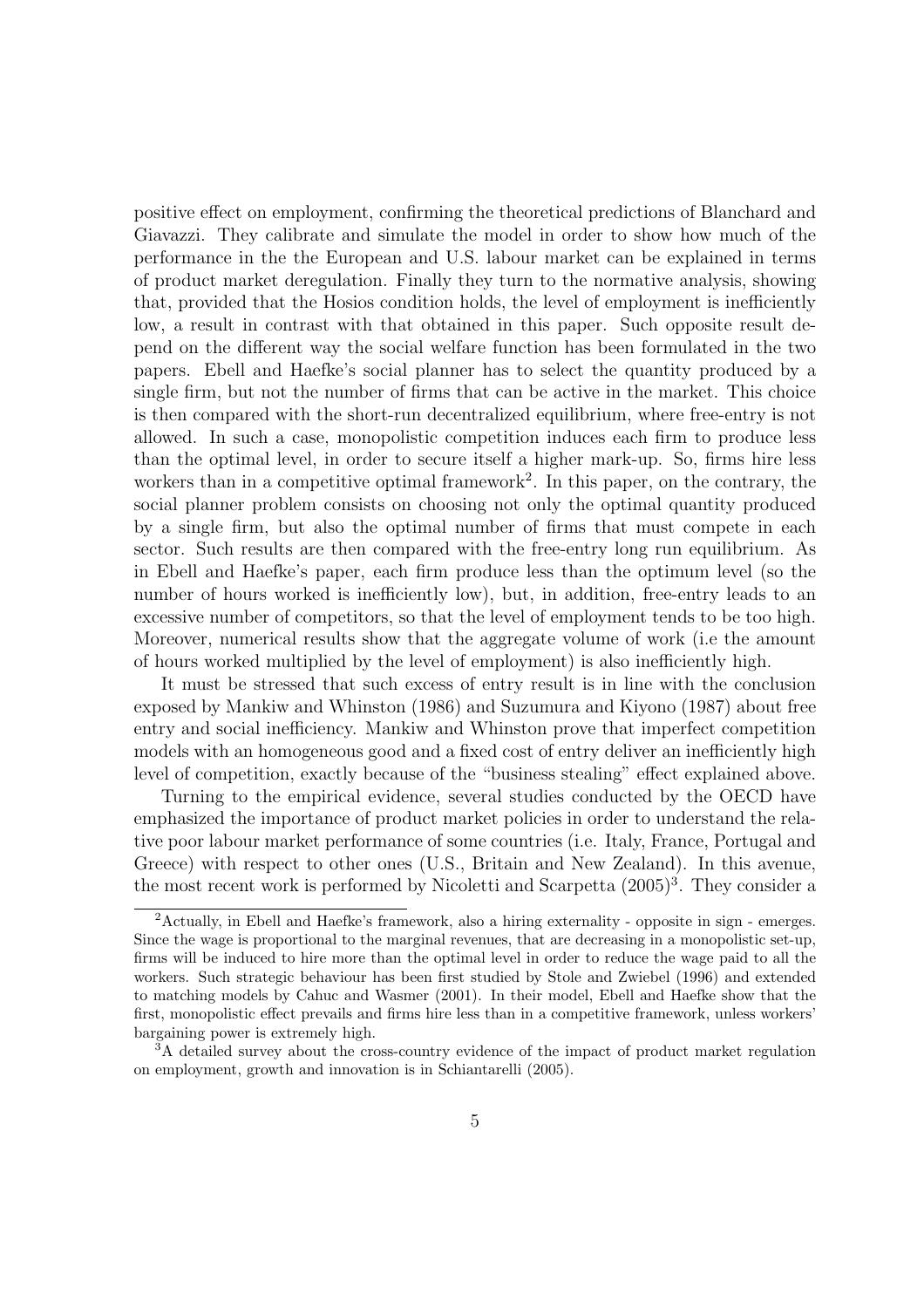positive effect on employment, confirming the theoretical predictions of Blanchard and Giavazzi. They calibrate and simulate the model in order to show how much of the performance in the the European and U.S. labour market can be explained in terms of product market deregulation. Finally they turn to the normative analysis, showing that, provided that the Hosios condition holds, the level of employment is inefficiently low, a result in contrast with that obtained in this paper. Such opposite result depend on the different way the social welfare function has been formulated in the two papers. Ebell and Haefke's social planner has to select the quantity produced by a single firm, but not the number of firms that can be active in the market. This choice is then compared with the short-run decentralized equilibrium, where free-entry is not allowed. In such a case, monopolistic competition induces each firm to produce less than the optimal level, in order to secure itself a higher mark-up. So, firms hire less workers than in a competitive optimal framework[2]. In this paper, on the contrary, the social planner problem consists on choosing not only the optimal quantity produced by a single firm, but also the optimal number of firms that must compete in each sector. Such results are then compared with the free-entry long run equilibrium. As in Ebell and Haefke's paper, each firm produce less than the optimum level (so the number of hours worked is inefficiently low), but, in addition, free-entry leads to an excessive number of competitors, so that the level of employment tends to be too high. Moreover, numerical results show that the aggregate volume of work (i.e the amount of hours worked multiplied by the level of employment) is also inefficiently high.

It must be stressed that such excess of entry result is in line with the conclusion exposed by Mankiw and Whinston (1986) and Suzumura and Kiyono (1987) about free entry and social inefficiency. Mankiw and Whinston prove that imperfect competition models with an homogeneous good and a fixed cost of entry deliver an inefficiently high level of competition, exactly because of the "business stealing" effect explained above.

Turning to the empirical evidence, several studies conducted by the OECD have emphasized the importance of product market policies in order to understand the relative poor labour market performance of some countries (i.e. Italy, France, Portugal and Greece) with respect to other ones (U.S., Britain and New Zealand). In this avenue, the most recent work is performed by Nicoletti and Scarpetta (2005)[3]. They consider a

[2]Actually, in Ebell and Haefke's framework, also a hiring externality - opposite in sign - emerges. Since the wage is proportional to the marginal revenues, that are decreasing in a monopolistic set-up, firms will be induced to hire more than the optimal level in order to reduce the wage paid to all the workers. Such strategic behaviour has been first studied by Stole and Zwiebel (1996) and extended to matching models by Cahuc and Wasmer (2001). In their model, Ebell and Haefke show that the first, monopolistic effect prevails and firms hire less than in a competitive framework, unless workers' bargaining power is extremely high.

[3]A detailed survey about the cross-country evidence of the impact of product market regulation on employment, growth and innovation is in Schiantarelli (2005).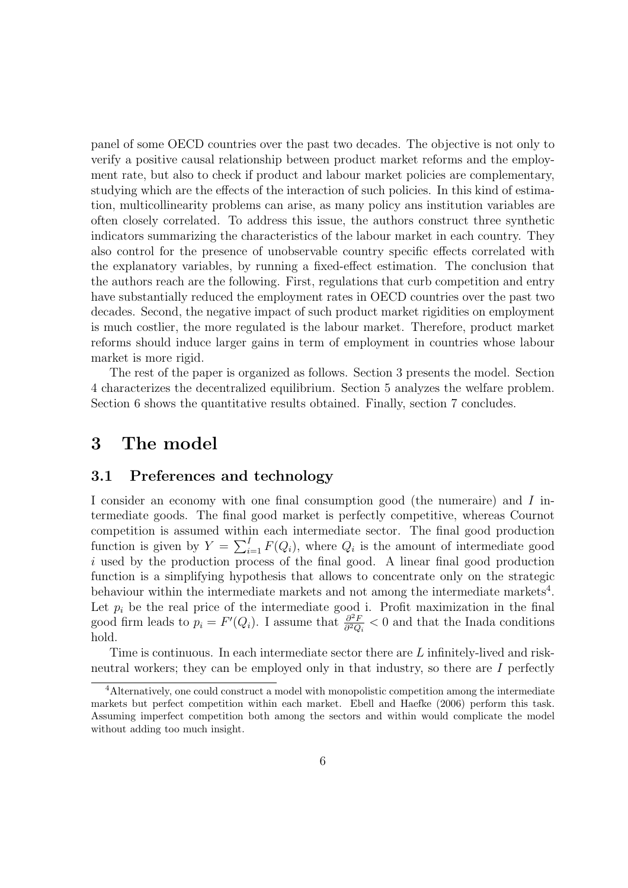panel of some OECD countries over the past two decades. The objective is not only to verify a positive causal relationship between product market reforms and the employment rate, but also to check if product and labour market policies are complementary, studying which are the effects of the interaction of such policies. In this kind of estimation, multicollinearity problems can arise, as many policy ans institution variables are often closely correlated. To address this issue, the authors construct three synthetic indicators summarizing the characteristics of the labour market in each country. They also control for the presence of unobservable country specific effects correlated with the explanatory variables, by running a fixed-effect estimation. The conclusion that the authors reach are the following. First, regulations that curb competition and entry have substantially reduced the employment rates in OECD countries over the past two decades. Second, the negative impact of such product market rigidities on employment is much costlier, the more regulated is the labour market. Therefore, product market reforms should induce larger gains in term of employment in countries whose labour market is more rigid.

The rest of the paper is organized as follows. Section 3 presents the model. Section 4 characterizes the decentralized equilibrium. Section 5 analyzes the welfare problem. Section 6 shows the quantitative results obtained. Finally, section 7 concludes.

# 3 The model

## 3.1 Preferences and technology

I consider an economy with one final consumption good (the numeraire) and $I$ intermediate goods. The final good market is perfectly competitive, whereas Cournot competition is assumed within each intermediate sector. The final good production function is given by $Y = \sum_{i=1}^{I} F(Q_i)$, where $Q_i$ is the amount of intermediate good $i$ used by the production process of the final good. A linear final good production function is a simplifying hypothesis that allows to concentrate only on the strategic behaviour within the intermediate markets and not among the intermediate markets[4]. Let $p_i$ be the real price of the intermediate good i. Profit maximization in the final good firm leads to $p_i = F'(Q_i)$. I assume that $\frac{\partial^2 F}{\partial^2 Q_i} < 0$ and that the Inada conditions hold.

Time is continuous. In each intermediate sector there are $L$ infinitely-lived and risk-neutral workers; they can be employed only in that industry, so there are $I$ perfectly

[4]Alternatively, one could construct a model with monopolistic competition among the intermediate markets but perfect competition within each market. Ebell and Haefke (2006) perform this task. Assuming imperfect competition both among the sectors and within would complicate the model without adding too much insight.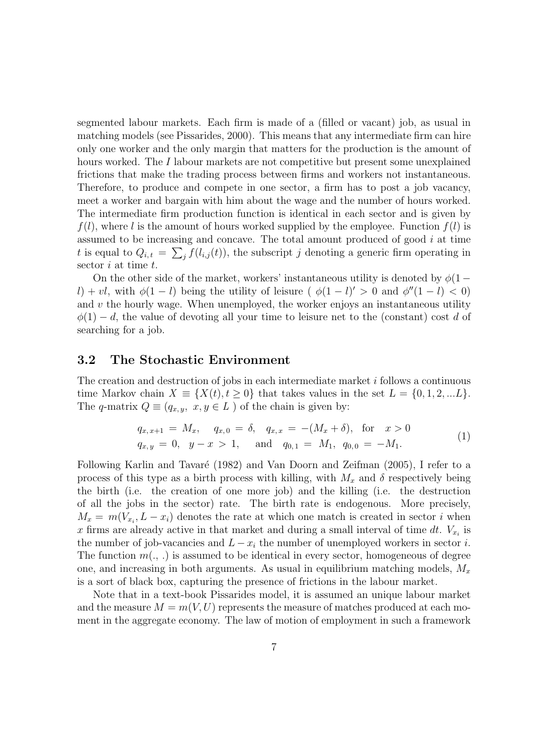segmented labour markets. Each firm is made of a (filled or vacant) job, as usual in matching models (see Pissarides, 2000). This means that any intermediate firm can hire only one worker and the only margin that matters for the production is the amount of hours worked. The $I$ labour markets are not competitive but present some unexplained frictions that make the trading process between firms and workers not instantaneous. Therefore, to produce and compete in one sector, a firm has to post a job vacancy, meet a worker and bargain with him about the wage and the number of hours worked. The intermediate firm production function is identical in each sector and is given by $f(l)$, where $l$ is the amount of hours worked supplied by the employee. Function $f(l)$ is assumed to be increasing and concave. The total amount produced of good $i$ at time $t$ is equal to $Q_{i,t} = \sum_j f(l_{i,j}(t))$, the subscript $j$ denoting a generic firm operating in sector $i$ at time $t$.

On the other side of the market, workers' instantaneous utility is denoted by $\phi(1-l) + vl$, with $\phi(1-l)$ being the utility of leisure ( $\phi(1-l)' > 0$ and $\phi''(1-l) < 0$) and $v$ the hourly wage. When unemployed, the worker enjoys an instantaneous utility $\phi(1) - d$, the value of devoting all your time to leisure net to the (constant) cost $d$ of searching for a job.

## 3.2 The Stochastic Environment

The creation and destruction of jobs in each intermediate market $i$ follows a continuous time Markov chain $X \equiv \{X(t), t \geq 0\}$ that takes values in the set $L = \{0, 1, 2, ...L\}$. The $q$-matrix $Q \equiv (q_{x,y},\ x, y \in L\ )$ of the chain is given by:

$$
\begin{aligned}
&q_{x,\,x+1} = M_x, \quad q_{x,\,0} = \delta, \quad q_{x,\,x} = -(M_x + \delta), \quad \text{for} \quad x > 0 \\
&q_{x,\,y} = 0, \quad y - x > 1, \qquad \text{and} \quad q_{0,\,1} = M_1, \ q_{0,\,0} = -M_1.
\end{aligned}
\tag{1}
$$

Following Karlin and Tavaré (1982) and Van Doorn and Zeifman (2005), I refer to a process of this type as a birth process with killing, with $M_x$ and $\delta$ respectively being the birth (i.e. the creation of one more job) and the killing (i.e. the destruction of all the jobs in the sector) rate. The birth rate is endogenous. More precisely, $M_x = m(V_{x_i}, L - x_i)$ denotes the rate at which one match is created in sector $i$ when $x$ firms are already active in that market and during a small interval of time $dt$. $V_{x_i}$ is the number of job-vacancies and $L - x_i$ the number of unemployed workers in sector $i$. The function $m(.,.)$ is assumed to be identical in every sector, homogeneous of degree one, and increasing in both arguments. As usual in equilibrium matching models, $M_x$ is a sort of black box, capturing the presence of frictions in the labour market.

Note that in a text-book Pissarides model, it is assumed an unique labour market and the measure $M = m(V, U)$ represents the measure of matches produced at each moment in the aggregate economy. The law of motion of employment in such a framework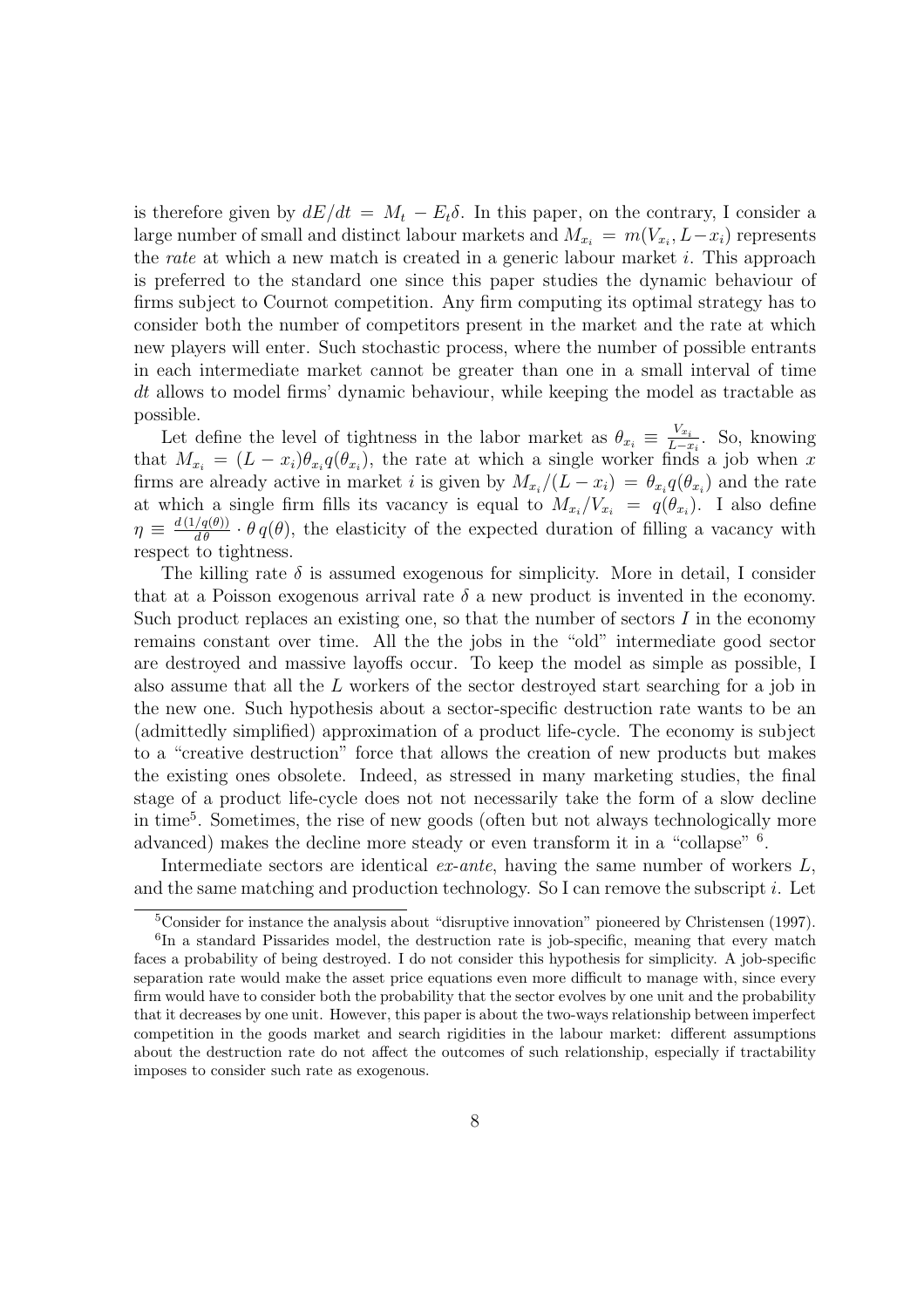is therefore given by $dE/dt = M_t - E_t\delta$. In this paper, on the contrary, I consider a large number of small and distinct labour markets and $M_{x_i} = m(V_{x_i}, L - x_i)$ represents the *rate* at which a new match is created in a generic labour market $i$. This approach is preferred to the standard one since this paper studies the dynamic behaviour of firms subject to Cournot competition. Any firm computing its optimal strategy has to consider both the number of competitors present in the market and the rate at which new players will enter. Such stochastic process, where the number of possible entrants in each intermediate market cannot be greater than one in a small interval of time $dt$ allows to model firms' dynamic behaviour, while keeping the model as tractable as possible.

Let define the level of tightness in the labor market as $\theta_{x_i} \equiv \frac{V_{x_i}}{L-x_i}$. So, knowing that $M_{x_i} = (L - x_i)\theta_{x_i} q(\theta_{x_i})$, the rate at which a single worker finds a job when $x$ firms are already active in market $i$ is given by $M_{x_i}/(L - x_i) = \theta_{x_i} q(\theta_{x_i})$ and the rate at which a single firm fills its vacancy is equal to $M_{x_i}/V_{x_i} = q(\theta_{x_i})$. I also define $\eta \equiv \frac{d\,(1/q(\theta))}{d\,\theta} \cdot \theta\, q(\theta)$, the elasticity of the expected duration of filling a vacancy with respect to tightness.

The killing rate $\delta$ is assumed exogenous for simplicity. More in detail, I consider that at a Poisson exogenous arrival rate $\delta$ a new product is invented in the economy. Such product replaces an existing one, so that the number of sectors $I$ in the economy remains constant over time. All the the jobs in the "old" intermediate good sector are destroyed and massive layoffs occur. To keep the model as simple as possible, I also assume that all the $L$ workers of the sector destroyed start searching for a job in the new one. Such hypothesis about a sector-specific destruction rate wants to be an (admittedly simplified) approximation of a product life-cycle. The economy is subject to a "creative destruction" force that allows the creation of new products but makes the existing ones obsolete. Indeed, as stressed in many marketing studies, the final stage of a product life-cycle does not not necessarily take the form of a slow decline in time[5]. Sometimes, the rise of new goods (often but not always technologically more advanced) makes the decline more steady or even transform it in a "collapse" [6].

Intermediate sectors are identical *ex-ante*, having the same number of workers $L$, and the same matching and production technology. So I can remove the subscript $i$. Let

[5]Consider for instance the analysis about "disruptive innovation" pioneered by Christensen (1997).

[6]In a standard Pissarides model, the destruction rate is job-specific, meaning that every match faces a probability of being destroyed. I do not consider this hypothesis for simplicity. A job-specific separation rate would make the asset price equations even more difficult to manage with, since every firm would have to consider both the probability that the sector evolves by one unit and the probability that it decreases by one unit. However, this paper is about the two-ways relationship between imperfect competition in the goods market and search rigidities in the labour market: different assumptions about the destruction rate do not affect the outcomes of such relationship, especially if tractability imposes to consider such rate as exogenous.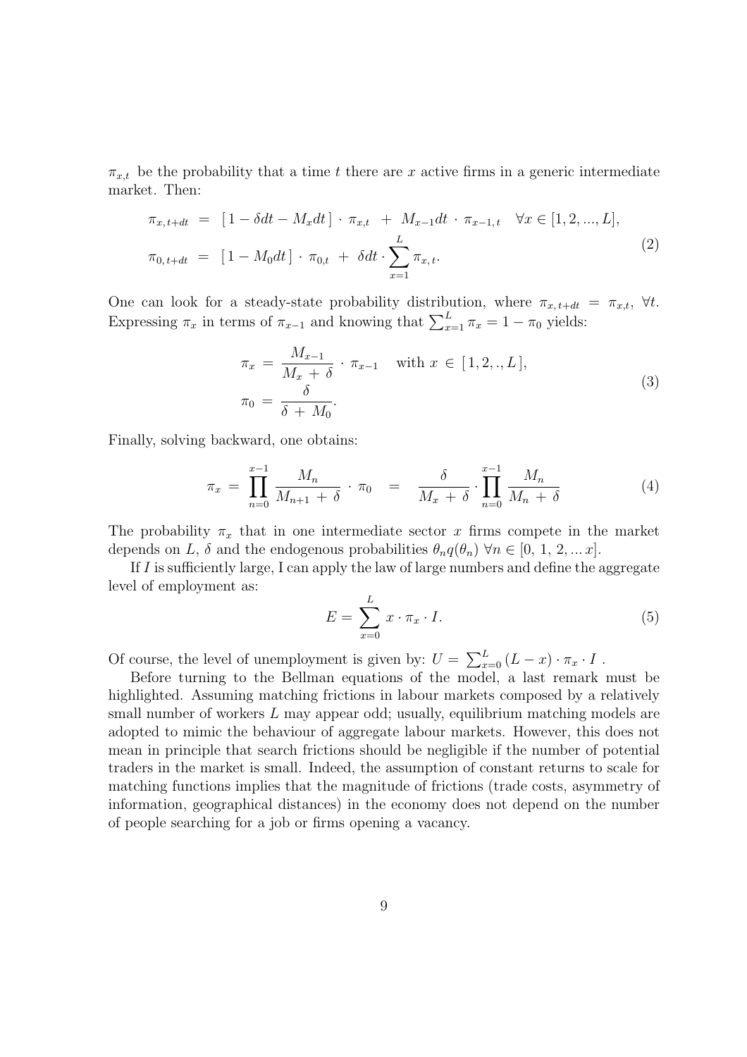$\pi_{x,t}$ be the probability that a time $t$ there are $x$ active firms in a generic intermediate market. Then:

$$
\begin{aligned}
\pi_{x,\,t+dt} \;&=\; \left[\,1 - \delta dt - M_x dt\,\right] \cdot \pi_{x,t} \;+\; M_{x-1} dt \cdot \pi_{x-1,\,t} \quad \forall x \in [1, 2, ..., L], \\
\pi_{0,\,t+dt} \;&=\; \left[\,1 - M_0 dt\,\right] \cdot \pi_{0,t} \;+\; \delta dt \cdot \sum_{x=1}^{L} \pi_{x,\,t}.
\end{aligned} \tag{2}
$$

One can look for a steady-state probability distribution, where $\pi_{x,t+dt} = \pi_{x,t}$, $\forall t$. Expressing $\pi_x$ in terms of $\pi_{x-1}$ and knowing that $\sum_{x=1}^{L} \pi_x = 1 - \pi_0$ yields:

$$
\begin{aligned}
\pi_x \;&=\; \frac{M_{x-1}}{M_x \,+\, \delta} \cdot \pi_{x-1} \quad \text{with } x \,\in\, [\,1, 2, ., L\,], \\
\pi_0 \;&=\; \frac{\delta}{\delta \,+\, M_0}.
\end{aligned} \tag{3}
$$

Finally, solving backward, one obtains:

$$
\pi_x \;=\; \prod_{n=0}^{x-1} \frac{M_n}{M_{n+1} \,+\, \delta} \cdot \pi_0 \quad = \quad \frac{\delta}{M_x \,+\, \delta} \cdot \prod_{n=0}^{x-1} \frac{M_n}{M_n \,+\, \delta} \tag{4}
$$

The probability $\pi_x$ that in one intermediate sector $x$ firms compete in the market depends on $L$, $\delta$ and the endogenous probabilities $\theta_n q(\theta_n)$ $\forall n \in [0,\, 1,\, 2, ...\, x]$.

If $I$ is sufficiently large, I can apply the law of large numbers and define the aggregate level of employment as:

$$
E = \sum_{x=0}^{L} x \cdot \pi_x \cdot I. \tag{5}
$$

Of course, the level of unemployment is given by: $U = \sum_{x=0}^{L} (L - x) \cdot \pi_x \cdot I$ .

Before turning to the Bellman equations of the model, a last remark must be highlighted. Assuming matching frictions in labour markets composed by a relatively small number of workers $L$ may appear odd; usually, equilibrium matching models are adopted to mimic the behaviour of aggregate labour markets. However, this does not mean in principle that search frictions should be negligible if the number of potential traders in the market is small. Indeed, the assumption of constant returns to scale for matching functions implies that the magnitude of frictions (trade costs, asymmetry of information, geographical distances) in the economy does not depend on the number of people searching for a job or firms opening a vacancy.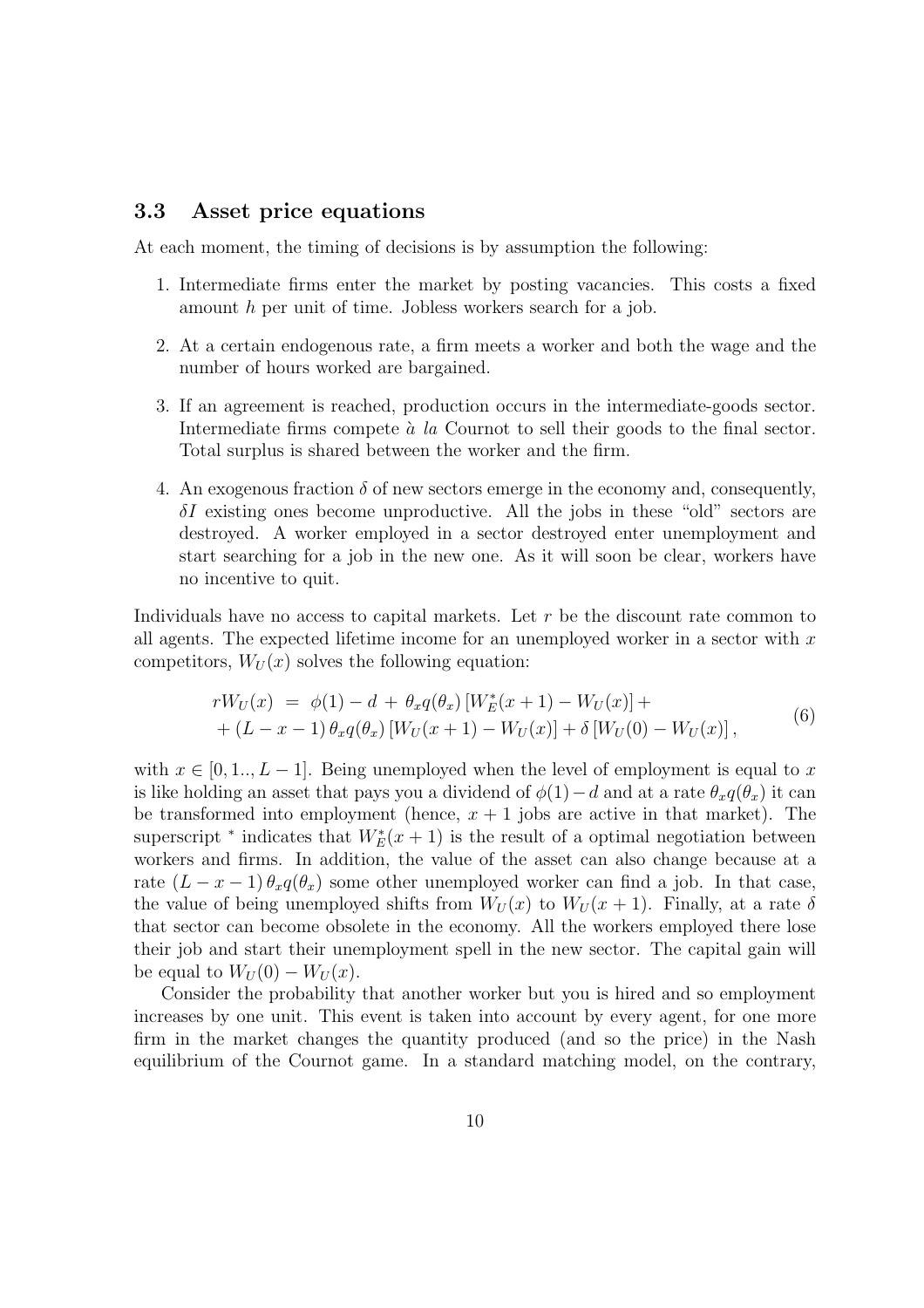### 3.3 Asset price equations

At each moment, the timing of decisions is by assumption the following:

1. Intermediate firms enter the market by posting vacancies. This costs a fixed amount $h$ per unit of time. Jobless workers search for a job.

2. At a certain endogenous rate, a firm meets a worker and both the wage and the number of hours worked are bargained.

3. If an agreement is reached, production occurs in the intermediate-goods sector. Intermediate firms compete *à la* Cournot to sell their goods to the final sector. Total surplus is shared between the worker and the firm.

4. An exogenous fraction $\delta$ of new sectors emerge in the economy and, consequently, $\delta I$ existing ones become unproductive. All the jobs in these "old" sectors are destroyed. A worker employed in a sector destroyed enter unemployment and start searching for a job in the new one. As it will soon be clear, workers have no incentive to quit.

Individuals have no access to capital markets. Let $r$ be the discount rate common to all agents. The expected lifetime income for an unemployed worker in a sector with $x$ competitors, $W_U(x)$ solves the following equation:

$$
\begin{aligned}
rW_U(x) \;&=\; \phi(1) - d \,+\, \theta_x q(\theta_x)\left[W_E^*(x+1) - W_U(x)\right] + \\
&+ (L-x-1)\,\theta_x q(\theta_x)\left[W_U(x+1) - W_U(x)\right] + \delta\left[W_U(0) - W_U(x)\right],
\end{aligned}
\tag{6}
$$

with $x \in [0, 1.., L-1]$. Being unemployed when the level of employment is equal to $x$ is like holding an asset that pays you a dividend of $\phi(1) - d$ and at a rate $\theta_x q(\theta_x)$ it can be transformed into employment (hence, $x+1$ jobs are active in that market). The superscript $^*$ indicates that $W_E^*(x+1)$ is the result of a optimal negotiation between workers and firms. In addition, the value of the asset can also change because at a rate $(L-x-1)\,\theta_x q(\theta_x)$ some other unemployed worker can find a job. In that case, the value of being unemployed shifts from $W_U(x)$ to $W_U(x+1)$. Finally, at a rate $\delta$ that sector can become obsolete in the economy. All the workers employed there lose their job and start their unemployment spell in the new sector. The capital gain will be equal to $W_U(0) - W_U(x)$.

Consider the probability that another worker but you is hired and so employment increases by one unit. This event is taken into account by every agent, for one more firm in the market changes the quantity produced (and so the price) in the Nash equilibrium of the Cournot game. In a standard matching model, on the contrary,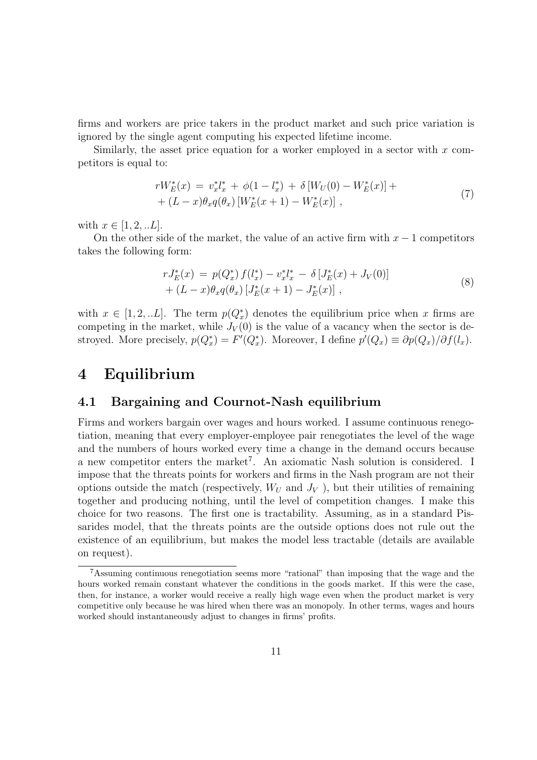firms and workers are price takers in the product market and such price variation is ignored by the single agent computing his expected lifetime income.

Similarly, the asset price equation for a worker employed in a sector with $x$ competitors is equal to:

$$
\begin{aligned}
rW_E^*(x) \,=\, & v_x^* l_x^* \,+\, \phi(1-l_x^*) \,+\, \delta\left[W_U(0) - W_E^*(x)\right] + \\
& + (L-x)\theta_x q(\theta_x)\left[W_E^*(x+1) - W_E^*(x)\right] \,,
\end{aligned}
\tag{7}
$$

with $x \in [1, 2, ..L]$.

On the other side of the market, the value of an active firm with $x-1$ competitors takes the following form:

$$
\begin{aligned}
rJ_E^*(x) \,=\, & p(Q_x^*)\, f(l_x^*) - v_x^* l_x^* \,-\, \delta\left[J_E^*(x) + J_V(0)\right] \\
& + (L-x)\theta_x q(\theta_x)\left[J_E^*(x+1) - J_E^*(x)\right] \,,
\end{aligned}
\tag{8}
$$

with $x \in [1, 2, ..L]$. The term $p(Q_x^*)$ denotes the equilibrium price when $x$ firms are competing in the market, while $J_V(0)$ is the value of a vacancy when the sector is destroyed. More precisely, $p(Q_x^*) = F'(Q_x^*)$. Moreover, I define $p'(Q_x) \equiv \partial p(Q_x)/\partial f(l_x)$.

# 4 Equilibrium

## 4.1 Bargaining and Cournot-Nash equilibrium

Firms and workers bargain over wages and hours worked. I assume continuous renegotiation, meaning that every employer-employee pair renegotiates the level of the wage and the numbers of hours worked every time a change in the demand occurs because a new competitor enters the market[7]. An axiomatic Nash solution is considered. I impose that the threats points for workers and firms in the Nash program are not their options outside the match (respectively, $W_U$ and $J_V$ ), but their utilities of remaining together and producing nothing, until the level of competition changes. I make this choice for two reasons. The first one is tractability. Assuming, as in a standard Pissarides model, that the threats points are the outside options does not rule out the existence of an equilibrium, but makes the model less tractable (details are available on request).

[7] Assuming continuous renegotiation seems more "rational" than imposing that the wage and the hours worked remain constant whatever the conditions in the goods market. If this were the case, then, for instance, a worker would receive a really high wage even when the product market is very competitive only because he was hired when there was an monopoly. In other terms, wages and hours worked should instantaneously adjust to changes in firms' profits.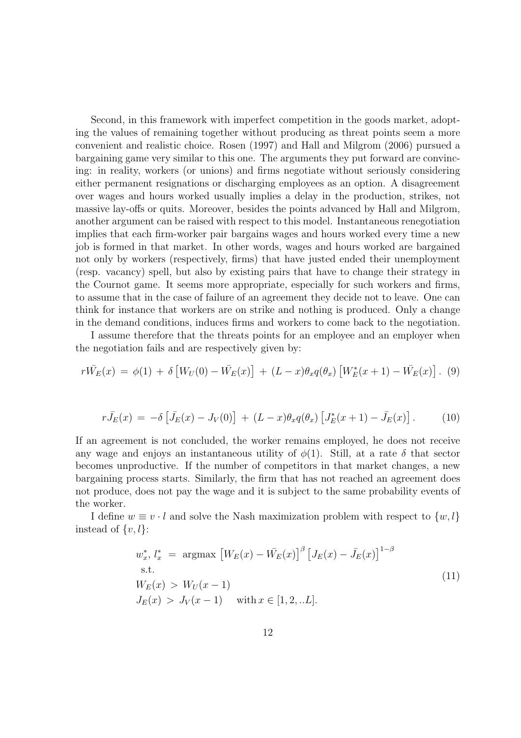Second, in this framework with imperfect competition in the goods market, adopting the values of remaining together without producing as threat points seem a more convenient and realistic choice. Rosen (1997) and Hall and Milgrom (2006) pursued a bargaining game very similar to this one. The arguments they put forward are convincing: in reality, workers (or unions) and firms negotiate without seriously considering either permanent resignations or discharging employees as an option. A disagreement over wages and hours worked usually implies a delay in the production, strikes, not massive lay-offs or quits. Moreover, besides the points advanced by Hall and Milgrom, another argument can be raised with respect to this model. Instantaneous renegotiation implies that each firm-worker pair bargains wages and hours worked every time a new job is formed in that market. In other words, wages and hours worked are bargained not only by workers (respectively, firms) that have justed ended their unemployment (resp. vacancy) spell, but also by existing pairs that have to change their strategy in the Cournot game. It seems more appropriate, especially for such workers and firms, to assume that in the case of failure of an agreement they decide not to leave. One can think for instance that workers are on strike and nothing is produced. Only a change in the demand conditions, induces firms and workers to come back to the negotiation.

I assume therefore that the threats points for an employee and an employer when the negotiation fails and are respectively given by:

$$r\bar{W}_E(x) \;=\; \phi(1) \,+\, \delta\left[W_U(0) - \bar{W}_E(x)\right] \,+\, (L-x)\theta_x q(\theta_x)\left[W_E^*(x+1) - \bar{W}_E(x)\right]. \quad (9)$$

$$r\bar{J}_E(x) \;=\; -\delta\left[\bar{J}_E(x) - J_V(0)\right] \,+\, (L-x)\theta_x q(\theta_x)\left[J_E^*(x+1) - \bar{J}_E(x)\right]. \qquad (10)$$

If an agreement is not concluded, the worker remains employed, he does not receive any wage and enjoys an instantaneous utility of $\phi(1)$. Still, at a rate $\delta$ that sector becomes unproductive. If the number of competitors in that market changes, a new bargaining process starts. Similarly, the firm that has not reached an agreement does not produce, does not pay the wage and it is subject to the same probability events of the worker.

I define $w \equiv v \cdot l$ and solve the Nash maximization problem with respect to $\{w, l\}$ instead of $\{v, l\}$:

$$\begin{aligned}
& w_x^*,\, l_x^* \;=\; \text{argmax}\,\left[W_E(x) - \bar{W}_E(x)\right]^{\beta}\left[J_E(x) - \bar{J}_E(x)\right]^{1-\beta} \\
& \text{s.t.} \\
& W_E(x) \;>\; W_U(x-1) \\
& J_E(x) \;>\; J_V(x-1) \quad\;\; \text{with}\, x \in [1, 2, ..L].
\end{aligned} \qquad (11)$$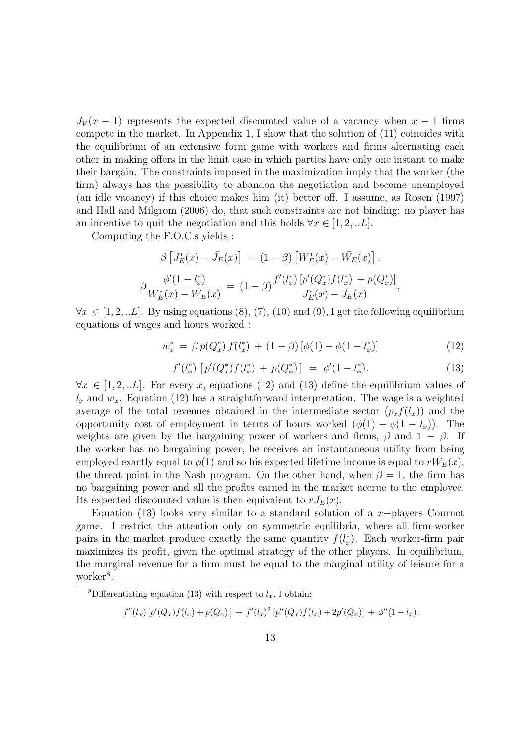$J_V(x-1)$ represents the expected discounted value of a vacancy when $x-1$ firms compete in the market. In Appendix 1, I show that the solution of (11) coincides with the equilibrium of an extensive form game with workers and firms alternating each other in making offers in the limit case in which parties have only one instant to make their bargain. The constraints imposed in the maximization imply that the worker (the firm) always has the possibility to abandon the negotiation and become unemployed (an idle vacancy) if this choice makes him (it) better off. I assume, as Rosen (1997) and Hall and Milgrom (2006) do, that such constraints are not binding: no player has an incentive to quit the negotiation and this holds $\forall x \in [1, 2, ..L]$.

Computing the F.O.C.s yields :

$$\beta \left[J_E^*(x) - \bar{J}_E(x)\right] \,=\, (1-\beta)\left[W_E^*(x) - \bar{W}_E(x)\right].$$

$$\beta \frac{\phi'(1-l_x^*)}{W_E^*(x) - \bar{W}_E(x)} \,=\, (1-\beta)\frac{f'(l_x^*)\left[p'(Q_x^*)f(l_x^*) \,+ p(Q_x^*)\right]}{J_E^*(x) - \bar{J}_E(x)},$$

$\forall x \in [1, 2, ..L]$. By using equations (8), (7), (10) and (9), I get the following equilibrium equations of wages and hours worked :

$$w_x^* \,=\, \beta\, p(Q_x^*)\, f(l_x^*) \,+\, (1-\beta)\left[\phi(1) - \phi(1-l_x^*)\right] \tag{12}$$

$$f'(l_x^*)\,\left[\,p'(Q_x^*)f(l_x^*) \,+\, p(Q_x^*)\,\right] \,=\, \phi'(1-l_x^*). \tag{13}$$

$\forall x \in [1, 2, ..L]$. For every $x$, equations (12) and (13) define the equilibrium values of $l_x$ and $w_x$. Equation (12) has a straightforward interpretation. The wage is a weighted average of the total revenues obtained in the intermediate sector ($p_x f(l_x)$) and the opportunity cost of employment in terms of hours worked ($\phi(1) - \phi(1-l_x)$). The weights are given by the bargaining power of workers and firms, $\beta$ and $1-\beta$. If the worker has no bargaining power, he receives an instantaneous utility from being employed exactly equal to $\phi(1)$ and so his expected lifetime income is equal to $r\bar{W}_E(x)$, the threat point in the Nash program. On the other hand, when $\beta = 1$, the firm has no bargaining power and all the profits earned in the market accrue to the employee. Its expected discounted value is then equivalent to $r\bar{J}_E(x)$.

Equation (13) looks very similar to a standard solution of a $x-$players Cournot game. I restrict the attention only on symmetric equilibria, where all firm-worker pairs in the market produce exactly the same quantity $f(l_x^*)$. Each worker-firm pair maximizes its profit, given the optimal strategy of the other players. In equilibrium, the marginal revenue for a firm must be equal to the marginal utility of leisure for a worker[8].

---

[8] Differentiating equation (13) with respect to $l_x$, I obtain:

$$f''(l_x)\left[p'(Q_x)f(l_x) + p(Q_x)\,\right] \,+\, f'(l_x)^2\left[p''(Q_x)f(l_x) + 2p'(Q_x)\right] \,+\, \phi''(1-l_x).$$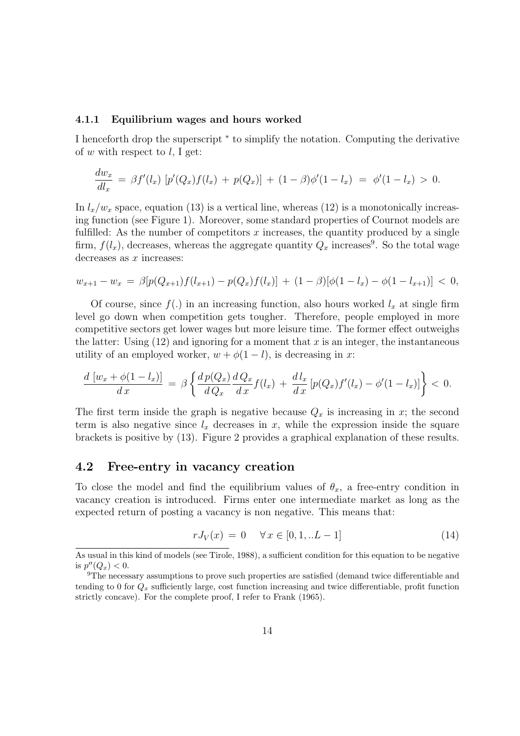### 4.1.1 Equilibrium wages and hours worked

I henceforth drop the superscript $^*$ to simplify the notation. Computing the derivative of $w$ with respect to $l$, I get:

$$\frac{dw_x}{dl_x} \, = \, \beta f'(l_x) \, [p'(Q_x)f(l_x) \, + \, p(Q_x)] \, + \, (1-\beta)\phi'(1-l_x) \, = \, \phi'(1-l_x) \, > \, 0.$$

In $l_x/w_x$ space, equation (13) is a vertical line, whereas (12) is a monotonically increasing function (see Figure 1). Moreover, some standard properties of Cournot models are fulfilled: As the number of competitors $x$ increases, the quantity produced by a single firm, $f(l_x)$, decreases, whereas the aggregate quantity $Q_x$ increases[9]. So the total wage decreases as $x$ increases:

$$w_{x+1} - w_x \, = \, \beta[p(Q_{x+1})f(l_{x+1}) - p(Q_x)f(l_x)] \, + \, (1-\beta)[\phi(1-l_x) - \phi(1-l_{x+1})] \, < \, 0,$$

Of course, since $f(.)$ in an increasing function, also hours worked $l_x$ at single firm level go down when competition gets tougher. Therefore, people employed in more competitive sectors get lower wages but more leisure time. The former effect outweighs the latter: Using (12) and ignoring for a moment that $x$ is an integer, the instantaneous utility of an employed worker, $w + \phi(1-l)$, is decreasing in $x$:

$$\frac{d\, [w_x + \phi(1-l_x)]}{d\, x} \, = \, \beta \left\{ \frac{d\, p(Q_x)}{d\, Q_x} \frac{d\, Q_x}{d\, x} f(l_x) \, + \, \frac{d\, l_x}{d\, x} \left[ p(Q_x) f'(l_x) - \phi'(1-l_x) \right] \right\} \, < \, 0.$$

The first term inside the graph is negative because $Q_x$ is increasing in $x$; the second term is also negative since $l_x$ decreases in $x$, while the expression inside the square brackets is positive by (13). Figure 2 provides a graphical explanation of these results.

## 4.2 Free-entry in vacancy creation

To close the model and find the equilibrium values of $\theta_x$, a free-entry condition in vacancy creation is introduced. Firms enter one intermediate market as long as the expected return of posting a vacancy is non negative. This means that:

$$r J_V(x) \, = \, 0 \quad \forall \, x \in [0, 1, ..L-1] \tag{14}$$

---

As usual in this kind of models (see Tirole, 1988), a sufficient condition for this equation to be negative is $p''(Q_x) < 0$.

[9] The necessary assumptions to prove such properties are satisfied (demand twice differentiable and tending to 0 for $Q_x$ sufficiently large, cost function increasing and twice differentiable, profit function strictly concave). For the complete proof, I refer to Frank (1965).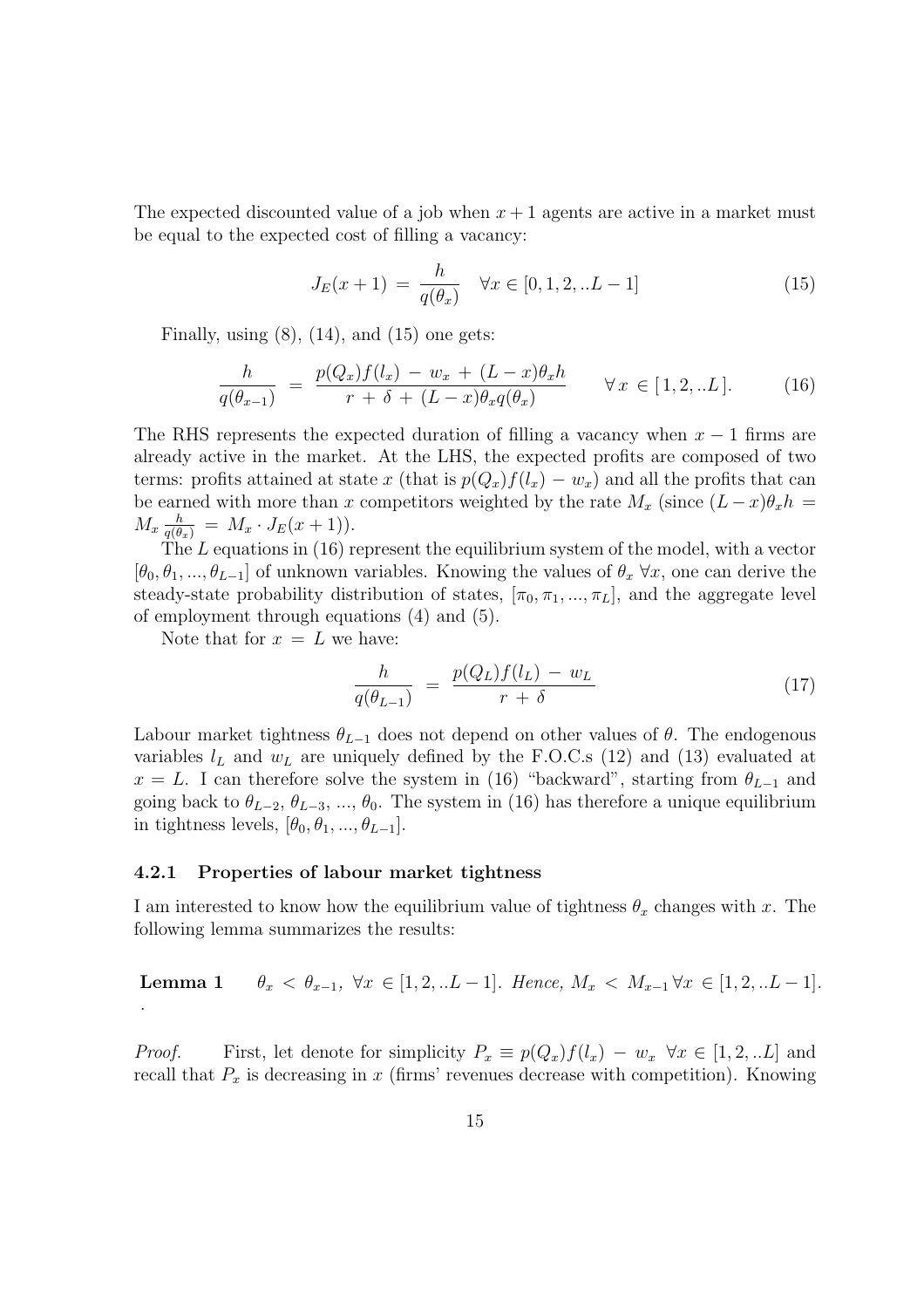The expected discounted value of a job when $x + 1$ agents are active in a market must be equal to the expected cost of filling a vacancy:

$$J_E(x+1) \,=\, \frac{h}{q(\theta_x)} \quad \forall x \in [0, 1, 2, ..L-1] \tag{15}$$

Finally, using (8), (14), and (15) one gets:

$$\frac{h}{q(\theta_{x-1})} \;=\; \frac{p(Q_x)f(l_x) \,-\, w_x \,+\, (L-x)\theta_x h}{r \,+\, \delta \,+\, (L-x)\theta_x q(\theta_x)} \qquad \forall\, x \,\in [\,1, 2, ..L\,]. \tag{16}$$

The RHS represents the expected duration of filling a vacancy when $x - 1$ firms are already active in the market. At the LHS, the expected profits are composed of two terms: profits attained at state $x$ (that is $p(Q_x)f(l_x) - w_x$) and all the profits that can be earned with more than $x$ competitors weighted by the rate $M_x$ (since $(L-x)\theta_x h = M_x \frac{h}{q(\theta_x)} = M_x \cdot J_E(x+1)$).

The $L$ equations in (16) represent the equilibrium system of the model, with a vector $[\theta_0, \theta_1, ..., \theta_{L-1}]$ of unknown variables. Knowing the values of $\theta_x$ $\forall x$, one can derive the steady-state probability distribution of states, $[\pi_0, \pi_1, ..., \pi_L]$, and the aggregate level of employment through equations (4) and (5).

Note that for $x = L$ we have:

$$\frac{h}{q(\theta_{L-1})} \;=\; \frac{p(Q_L)f(l_L) \,-\, w_L}{r \,+\, \delta} \tag{17}$$

Labour market tightness $\theta_{L-1}$ does not depend on other values of $\theta$. The endogenous variables $l_L$ and $w_L$ are uniquely defined by the F.O.C.s (12) and (13) evaluated at $x = L$. I can therefore solve the system in (16) "backward", starting from $\theta_{L-1}$ and going back to $\theta_{L-2}$, $\theta_{L-3}$, ..., $\theta_0$. The system in (16) has therefore a unique equilibrium in tightness levels, $[\theta_0, \theta_1, ..., \theta_{L-1}]$.

### 4.2.1 Properties of labour market tightness

I am interested to know how the equilibrium value of tightness $\theta_x$ changes with $x$. The following lemma summarizes the results:

**Lemma 1** $\quad \theta_x < \theta_{x-1}$, $\forall x \in [1, 2, ..L-1]$. *Hence,* $M_x < M_{x-1} \, \forall x \in [1, 2, ..L-1]$.
.

*Proof.* First, let denote for simplicity $P_x \equiv p(Q_x)f(l_x) - w_x \;\; \forall x \in [1, 2, ..L]$ and recall that $P_x$ is decreasing in $x$ (firms' revenues decrease with competition). Knowing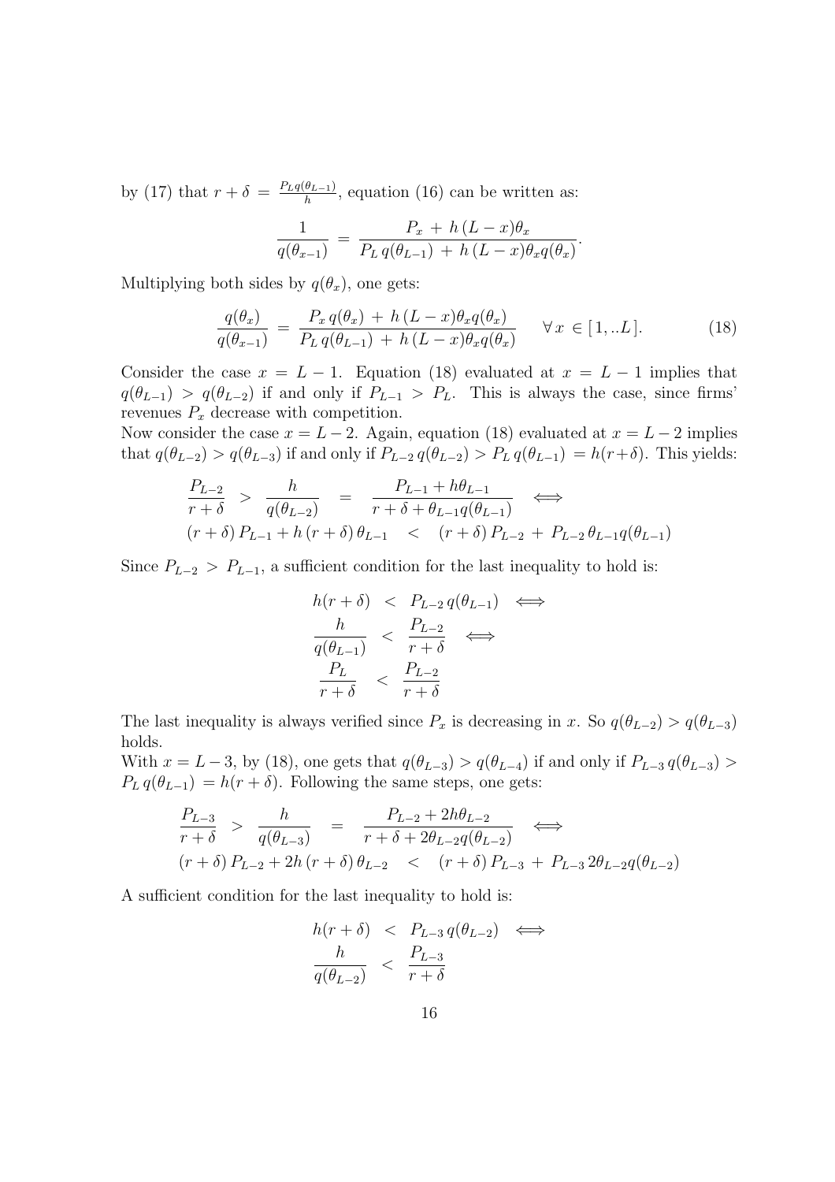by (17) that $r + \delta = \frac{P_L q(\theta_{L-1})}{h}$, equation (16) can be written as:

$$\frac{1}{q(\theta_{x-1})} = \frac{P_x + h\,(L-x)\theta_x}{P_L\, q(\theta_{L-1}) + h\,(L-x)\theta_x q(\theta_x)}.$$

Multiplying both sides by $q(\theta_x)$, one gets:

$$\frac{q(\theta_x)}{q(\theta_{x-1})} = \frac{P_x\, q(\theta_x) + h\,(L-x)\theta_x q(\theta_x)}{P_L\, q(\theta_{L-1}) + h\,(L-x)\theta_x q(\theta_x)} \qquad \forall\, x \in [1,..L]. \tag{18}$$

Consider the case $x = L-1$. Equation (18) evaluated at $x = L-1$ implies that $q(\theta_{L-1}) > q(\theta_{L-2})$ if and only if $P_{L-1} > P_L$. This is always the case, since firms' revenues $P_x$ decrease with competition.

Now consider the case $x = L-2$. Again, equation (18) evaluated at $x = L-2$ implies that $q(\theta_{L-2}) > q(\theta_{L-3})$ if and only if $P_{L-2}\, q(\theta_{L-2}) > P_L\, q(\theta_{L-1}) = h(r+\delta)$. This yields:

$$\begin{aligned}
\frac{P_{L-2}}{r+\delta} \;>\; \frac{h}{q(\theta_{L-2})} \quad &= \quad \frac{P_{L-1} + h\theta_{L-1}}{r+\delta+\theta_{L-1}q(\theta_{L-1})} \quad \iff \\
(r+\delta)\,P_{L-1} + h\,(r+\delta)\,\theta_{L-1} \quad &< \quad (r+\delta)\,P_{L-2} \,+\, P_{L-2}\,\theta_{L-1}q(\theta_{L-1})
\end{aligned}$$

Since $P_{L-2} > P_{L-1}$, a sufficient condition for the last inequality to hold is:

$$\begin{aligned}
h(r+\delta) \;&<\; P_{L-2}\, q(\theta_{L-1}) \quad \iff \\
\frac{h}{q(\theta_{L-1})} \;&<\; \frac{P_{L-2}}{r+\delta} \quad \iff \\
\frac{P_L}{r+\delta} \;&<\; \frac{P_{L-2}}{r+\delta}
\end{aligned}$$

The last inequality is always verified since $P_x$ is decreasing in $x$. So $q(\theta_{L-2}) > q(\theta_{L-3})$ holds.

With $x = L-3$, by (18), one gets that $q(\theta_{L-3}) > q(\theta_{L-4})$ if and only if $P_{L-3}\, q(\theta_{L-3}) > P_L\, q(\theta_{L-1}) = h(r+\delta)$. Following the same steps, one gets:

$$\begin{aligned}
\frac{P_{L-3}}{r+\delta} \;>\; \frac{h}{q(\theta_{L-3})} \quad &= \quad \frac{P_{L-2} + 2h\theta_{L-2}}{r+\delta+2\theta_{L-2}q(\theta_{L-2})} \quad \iff \\
(r+\delta)\,P_{L-2} + 2h\,(r+\delta)\,\theta_{L-2} \quad &< \quad (r+\delta)\,P_{L-3} \,+\, P_{L-3}\,2\theta_{L-2}q(\theta_{L-2})
\end{aligned}$$

A sufficient condition for the last inequality to hold is:

$$\begin{aligned}
h(r+\delta) \;&<\; P_{L-3}\, q(\theta_{L-2}) \quad \iff \\
\frac{h}{q(\theta_{L-2})} \;&<\; \frac{P_{L-3}}{r+\delta}
\end{aligned}$$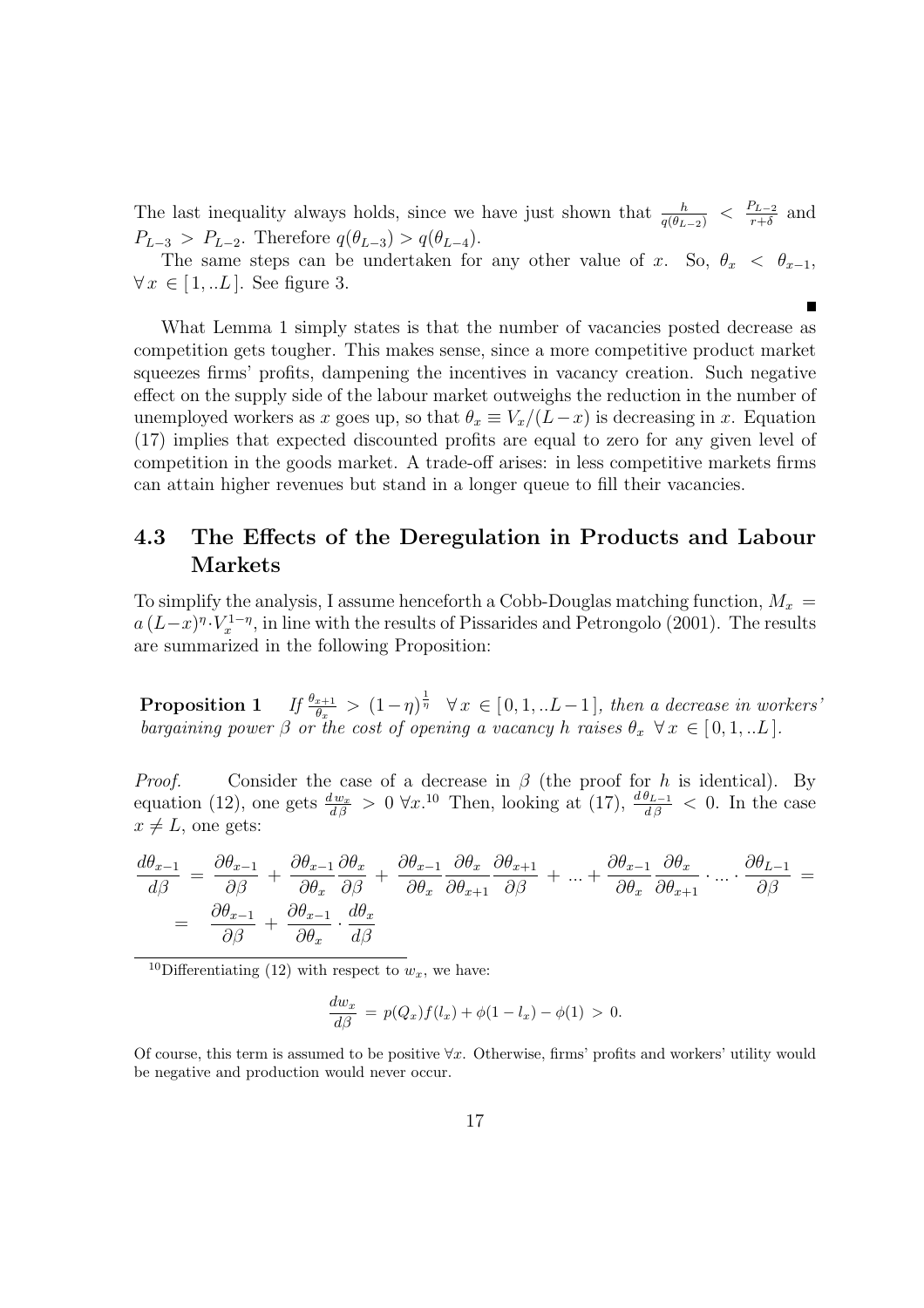The last inequality always holds, since we have just shown that $\frac{h}{q(\theta_{L-2})} < \frac{P_{L-2}}{r+\delta}$ and $P_{L-3} > P_{L-2}$. Therefore $q(\theta_{L-3}) > q(\theta_{L-4})$.

The same steps can be undertaken for any other value of $x$. So, $\theta_x < \theta_{x-1}$, $\forall\, x \in [\,1, ..L\,]$. See figure 3.

∎

What Lemma 1 simply states is that the number of vacancies posted decrease as competition gets tougher. This makes sense, since a more competitive product market squeezes firms' profits, dampening the incentives in vacancy creation. Such negative effect on the supply side of the labour market outweighs the reduction in the number of unemployed workers as $x$ goes up, so that $\theta_x \equiv V_x/(L-x)$ is decreasing in $x$. Equation (17) implies that expected discounted profits are equal to zero for any given level of competition in the goods market. A trade-off arises: in less competitive markets firms can attain higher revenues but stand in a longer queue to fill their vacancies.

## 4.3 The Effects of the Deregulation in Products and Labour Markets

To simplify the analysis, I assume henceforth a Cobb-Douglas matching function, $M_x = a\,(L-x)^{\eta} \cdot V_x^{1-\eta}$, in line with the results of Pissarides and Petrongolo (2001). The results are summarized in the following Proposition:

**Proposition 1** *If* $\frac{\theta_{x+1}}{\theta_x} > (1-\eta)^{\frac{1}{\eta}} \quad \forall\, x \in [\,0, 1, ..L-1\,]$*, then a decrease in workers' bargaining power* $\beta$ *or the cost of opening a vacancy* $h$ *raises* $\theta_x \;\; \forall\, x \in [\,0, 1, ..L\,]$*.*

*Proof.* Consider the case of a decrease in $\beta$ (the proof for $h$ is identical). By equation (12), one gets $\frac{dw_x}{d\beta} > 0\; \forall x$.[10] Then, looking at (17), $\frac{d\theta_{L-1}}{d\beta} < 0$. In the case $x \neq L$, one gets:

$$
\begin{aligned}
\frac{d\theta_{x-1}}{d\beta} &= \frac{\partial \theta_{x-1}}{\partial \beta} + \frac{\partial \theta_{x-1}}{\partial \theta_x}\frac{\partial \theta_x}{\partial \beta} + \frac{\partial \theta_{x-1}}{\partial \theta_x}\frac{\partial \theta_x}{\partial \theta_{x+1}}\frac{\partial \theta_{x+1}}{\partial \beta} + ... + \frac{\partial \theta_{x-1}}{\partial \theta_x}\frac{\partial \theta_x}{\partial \theta_{x+1}} \cdot ... \cdot \frac{\partial \theta_{L-1}}{\partial \beta} = \\
&= \frac{\partial \theta_{x-1}}{\partial \beta} + \frac{\partial \theta_{x-1}}{\partial \theta_x} \cdot \frac{d\theta_x}{d\beta}
\end{aligned}
$$

[10] Differentiating (12) with respect to $w_x$, we have:

$$\frac{dw_x}{d\beta} = p(Q_x)f(l_x) + \phi(1-l_x) - \phi(1) > 0.$$

Of course, this term is assumed to be positive $\forall x$. Otherwise, firms' profits and workers' utility would be negative and production would never occur.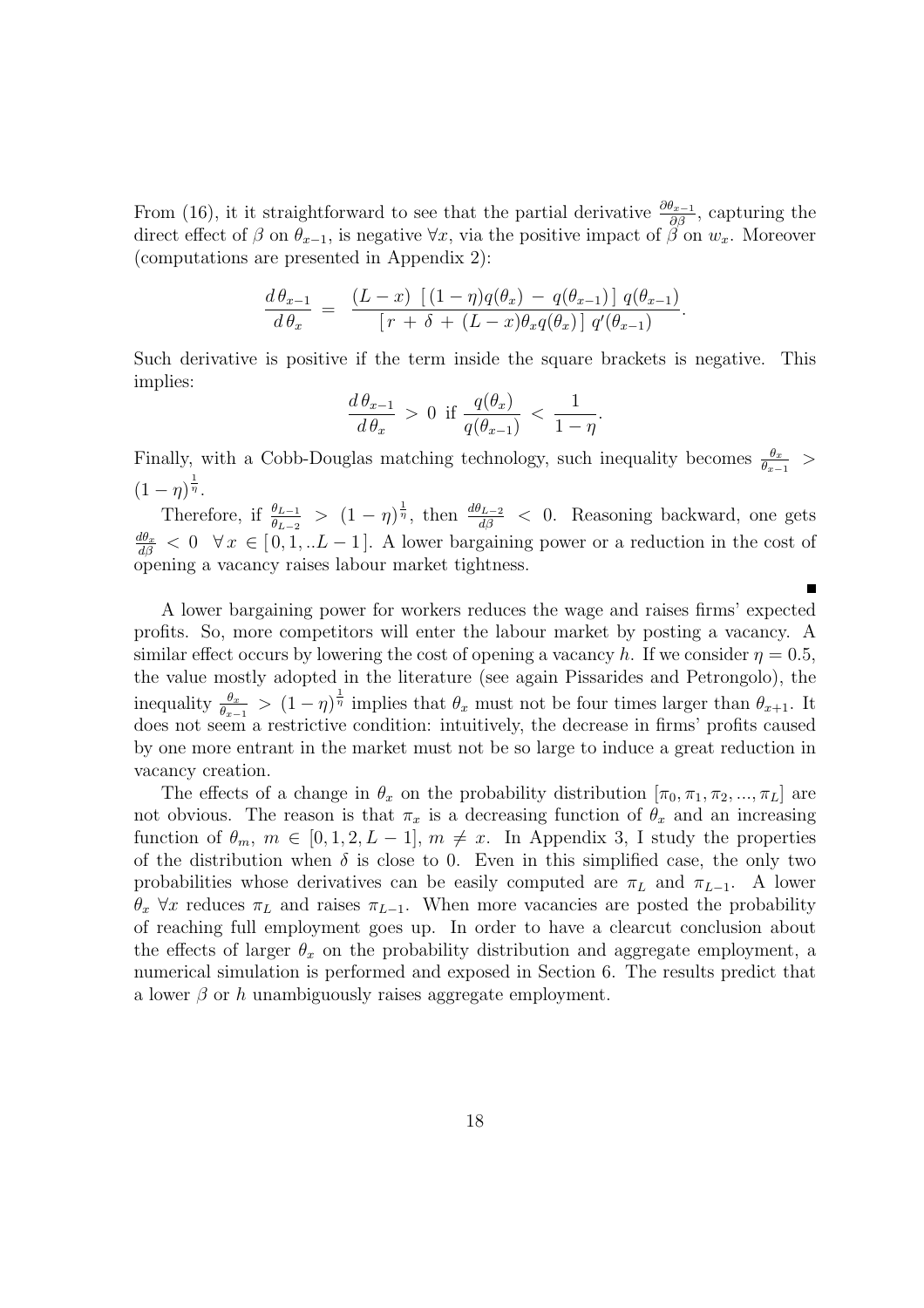From (16), it it straightforward to see that the partial derivative $\frac{\partial \theta_{x-1}}{\partial \beta}$, capturing the direct effect of $\beta$ on $\theta_{x-1}$, is negative $\forall x$, via the positive impact of $\beta$ on $w_x$. Moreover (computations are presented in Appendix 2):

$$\frac{d\,\theta_{x-1}}{d\,\theta_x} \;=\; \frac{(L-x)\;[\,(1-\eta)q(\theta_x)\,-\,q(\theta_{x-1})\,]\;q(\theta_{x-1})}{[\,r\,+\,\delta\,+\,(L-x)\theta_x q(\theta_x)\,]\;q'(\theta_{x-1})}.$$

Such derivative is positive if the term inside the square brackets is negative. This implies:

$$\frac{d\,\theta_{x-1}}{d\,\theta_x} \;>\; 0 \;\text{ if }\; \frac{q(\theta_x)}{q(\theta_{x-1})} \;<\; \frac{1}{1-\eta}.$$

Finally, with a Cobb-Douglas matching technology, such inequality becomes $\frac{\theta_x}{\theta_{x-1}} > (1-\eta)^{\frac{1}{\eta}}$.

Therefore, if $\frac{\theta_{L-1}}{\theta_{L-2}} > (1-\eta)^{\frac{1}{\eta}}$, then $\frac{d\theta_{L-2}}{d\beta} < 0$. Reasoning backward, one gets $\frac{d\theta_x}{d\beta} < 0 \;\; \forall\, x \in [\,0,1,..L-1\,]$. A lower bargaining power or a reduction in the cost of opening a vacancy raises labour market tightness.

■

A lower bargaining power for workers reduces the wage and raises firms' expected profits. So, more competitors will enter the labour market by posting a vacancy. A similar effect occurs by lowering the cost of opening a vacancy $h$. If we consider $\eta = 0.5$, the value mostly adopted in the literature (see again Pissarides and Petrongolo), the inequality $\frac{\theta_x}{\theta_{x-1}} > (1-\eta)^{\frac{1}{\eta}}$ implies that $\theta_x$ must not be four times larger than $\theta_{x+1}$. It does not seem a restrictive condition: intuitively, the decrease in firms' profits caused by one more entrant in the market must not be so large to induce a great reduction in vacancy creation.

The effects of a change in $\theta_x$ on the probability distribution $[\pi_0, \pi_1, \pi_2, ..., \pi_L]$ are not obvious. The reason is that $\pi_x$ is a decreasing function of $\theta_x$ and an increasing function of $\theta_m$, $m \in [0, 1, 2, L-1]$, $m \neq x$. In Appendix 3, I study the properties of the distribution when $\delta$ is close to 0. Even in this simplified case, the only two probabilities whose derivatives can be easily computed are $\pi_L$ and $\pi_{L-1}$. A lower $\theta_x$ $\forall x$ reduces $\pi_L$ and raises $\pi_{L-1}$. When more vacancies are posted the probability of reaching full employment goes up. In order to have a clearcut conclusion about the effects of larger $\theta_x$ on the probability distribution and aggregate employment, a numerical simulation is performed and exposed in Section 6. The results predict that a lower $\beta$ or $h$ unambiguously raises aggregate employment.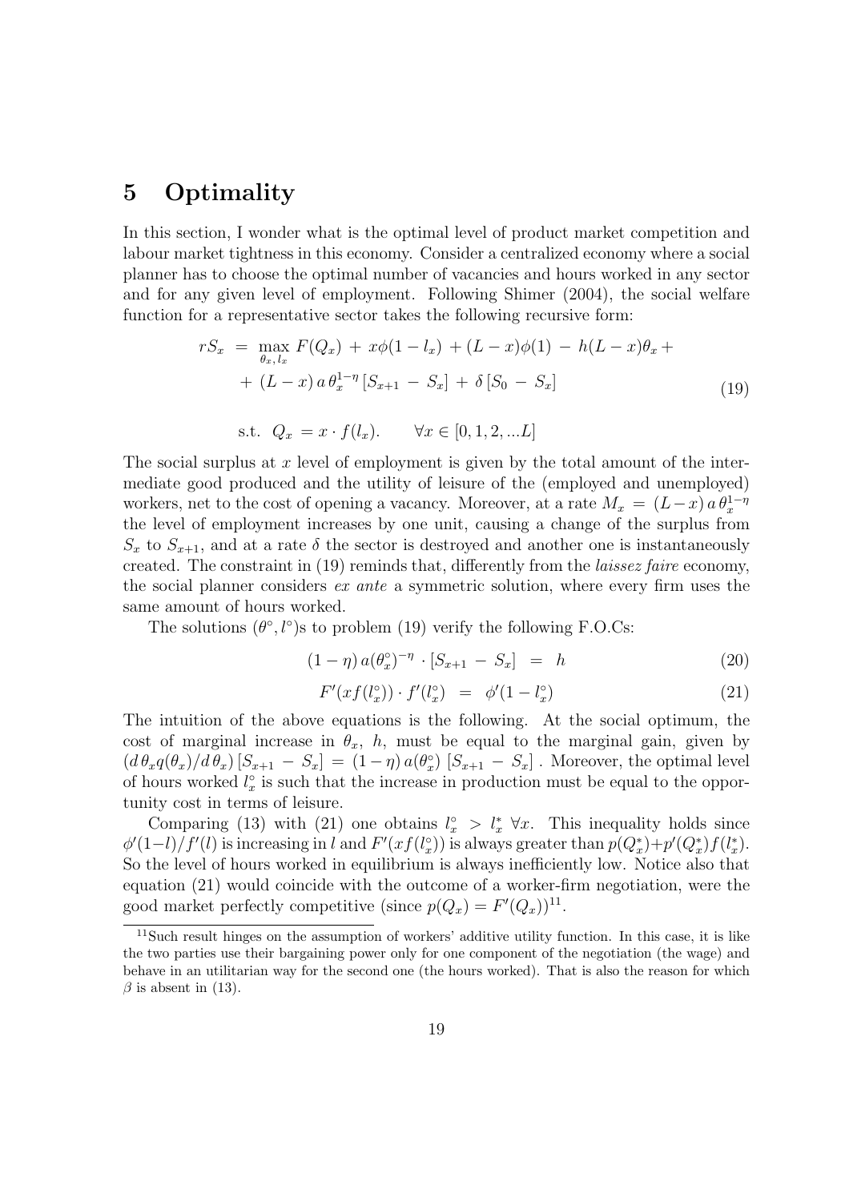# 5 Optimality

In this section, I wonder what is the optimal level of product market competition and labour market tightness in this economy. Consider a centralized economy where a social planner has to choose the optimal number of vacancies and hours worked in any sector and for any given level of employment. Following Shimer (2004), the social welfare function for a representative sector takes the following recursive form:

$$
\begin{aligned}
rS_x \; &= \; \max_{\theta_x,\, l_x} \; F(Q_x) \, + \, x\phi(1-l_x) \, + (L-x)\phi(1) \, - \, h(L-x)\theta_x \, + \\
&+ \, (L-x)\, a\, \theta_x^{1-\eta}\, [S_{x+1} \, - \, S_x] \, + \, \delta\, [S_0 \, - \, S_x]
\end{aligned}
\tag{19}
$$

$$
\text{s.t.} \;\; Q_x \, = x \cdot f(l_x). \qquad \forall x \in [0, 1, 2, ...L]
$$

The social surplus at $x$ level of employment is given by the total amount of the intermediate good produced and the utility of leisure of the (employed and unemployed) workers, net to the cost of opening a vacancy. Moreover, at a rate $M_x \, = \, (L-x)\, a\, \theta_x^{1-\eta}$ the level of employment increases by one unit, causing a change of the surplus from $S_x$ to $S_{x+1}$, and at a rate $\delta$ the sector is destroyed and another one is instantaneously created. The constraint in (19) reminds that, differently from the *laissez faire* economy, the social planner considers *ex ante* a symmetric solution, where every firm uses the same amount of hours worked.

The solutions $(\theta^{\circ}, l^{\circ})$s to problem (19) verify the following F.O.Cs:

$$
(1-\eta)\, a(\theta_x^{\circ})^{-\eta} \cdot [S_{x+1} \, - \, S_x] \;\; = \;\; h \tag{20}
$$

$$
F'(xf(l_x^{\circ})) \cdot f'(l_x^{\circ}) \;\; = \;\; \phi'(1-l_x^{\circ}) \tag{21}
$$

The intuition of the above equations is the following. At the social optimum, the cost of marginal increase in $\theta_x$, $h$, must be equal to the marginal gain, given by $(d\,\theta_x q(\theta_x)/d\,\theta_x)\,[S_{x+1} \, - \, S_x] \, = \, (1-\eta)\, a(\theta_x^{\circ})\; [S_{x+1} \, - \, S_x]$ . Moreover, the optimal level of hours worked $l_x^{\circ}$ is such that the increase in production must be equal to the opportunity cost in terms of leisure.

Comparing (13) with (21) one obtains $l_x^{\circ} \; > \; l_x^{*} \; \forall x$. This inequality holds since $\phi'(1-l)/f'(l)$ is increasing in $l$ and $F'(xf(l_x^{\circ}))$ is always greater than $p(Q_x^{*})+p'(Q_x^{*})f(l_x^{*})$. So the level of hours worked in equilibrium is always inefficiently low. Notice also that equation (21) would coincide with the outcome of a worker-firm negotiation, were the good market perfectly competitive (since $p(Q_x) = F'(Q_x)$)[11].

[11] Such result hinges on the assumption of workers' additive utility function. In this case, it is like the two parties use their bargaining power only for one component of the negotiation (the wage) and behave in an utilitarian way for the second one (the hours worked). That is also the reason for which $\beta$ is absent in (13).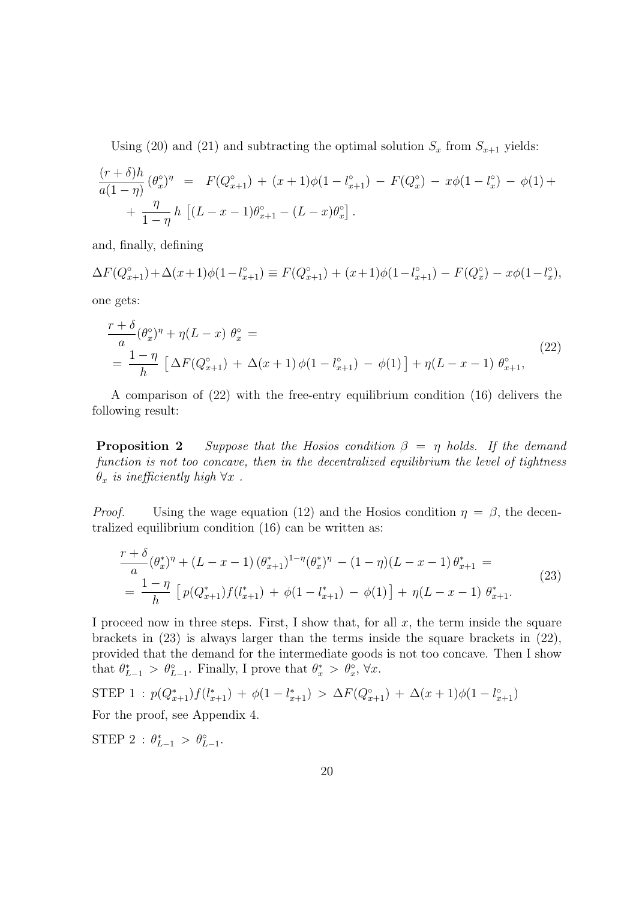Using (20) and (21) and subtracting the optimal solution $S_x$ from $S_{x+1}$ yields:

$$
\begin{aligned}
\frac{(r+\delta)h}{a(1-\eta)}\,(\theta_x^\circ)^\eta \;&=\; F(Q_{x+1}^\circ) \,+\, (x+1)\phi(1-l_{x+1}^\circ) \,-\, F(Q_x^\circ) \,-\, x\phi(1-l_x^\circ) \,-\, \phi(1) + \\
&+\, \frac{\eta}{1-\eta}\,h\,\left[(L-x-1)\theta_{x+1}^\circ - (L-x)\theta_x^\circ\right].
\end{aligned}
$$

and, finally, defining

$$
\Delta F(Q_{x+1}^\circ) + \Delta(x+1)\phi(1-l_{x+1}^\circ) \equiv F(Q_{x+1}^\circ) + (x+1)\phi(1-l_{x+1}^\circ) - F(Q_x^\circ) - x\phi(1-l_x^\circ),
$$

one gets:

$$
\begin{aligned}
&\frac{r+\delta}{a}(\theta_x^\circ)^\eta + \eta(L-x)\;\theta_x^\circ \;= \\
&= \frac{1-\eta}{h}\left[\,\Delta F(Q_{x+1}^\circ) \,+\, \Delta(x+1)\,\phi(1-l_{x+1}^\circ) \,-\, \phi(1)\,\right] + \eta(L-x-1)\;\theta_{x+1}^\circ,
\end{aligned}
\tag{22}
$$

A comparison of (22) with the free-entry equilibrium condition (16) delivers the following result:

**Proposition 2** *Suppose that the Hosios condition $\beta = \eta$ holds. If the demand function is not too concave, then in the decentralized equilibrium the level of tightness $\theta_x$ is inefficiently high $\forall x$ .*

*Proof.* Using the wage equation (12) and the Hosios condition $\eta = \beta$, the decentralized equilibrium condition (16) can be written as:

$$
\begin{aligned}
&\frac{r+\delta}{a}(\theta_x^*)^\eta + (L-x-1)\,(\theta_{x+1}^*)^{1-\eta}(\theta_x^*)^\eta \,-\, (1-\eta)(L-x-1)\,\theta_{x+1}^* \;= \\
&= \frac{1-\eta}{h}\left[\,p(Q_{x+1}^*)f(l_{x+1}^*) \,+\, \phi(1-l_{x+1}^*) \,-\, \phi(1)\,\right] + \eta(L-x-1)\;\theta_{x+1}^*.
\end{aligned}
\tag{23}
$$

I proceed now in three steps. First, I show that, for all $x$, the term inside the square brackets in (23) is always larger than the terms inside the square brackets in (22), provided that the demand for the intermediate goods is not too concave. Then I show that $\theta_{L-1}^* > \theta_{L-1}^\circ$. Finally, I prove that $\theta_x^* > \theta_x^\circ$, $\forall x$.

STEP 1 : $p(Q_{x+1}^*)f(l_{x+1}^*) \,+\, \phi(1-l_{x+1}^*) \,>\, \Delta F(Q_{x+1}^\circ) \,+\, \Delta(x+1)\phi(1-l_{x+1}^\circ)$

For the proof, see Appendix 4.

STEP 2 : $\theta_{L-1}^* \,>\, \theta_{L-1}^\circ$.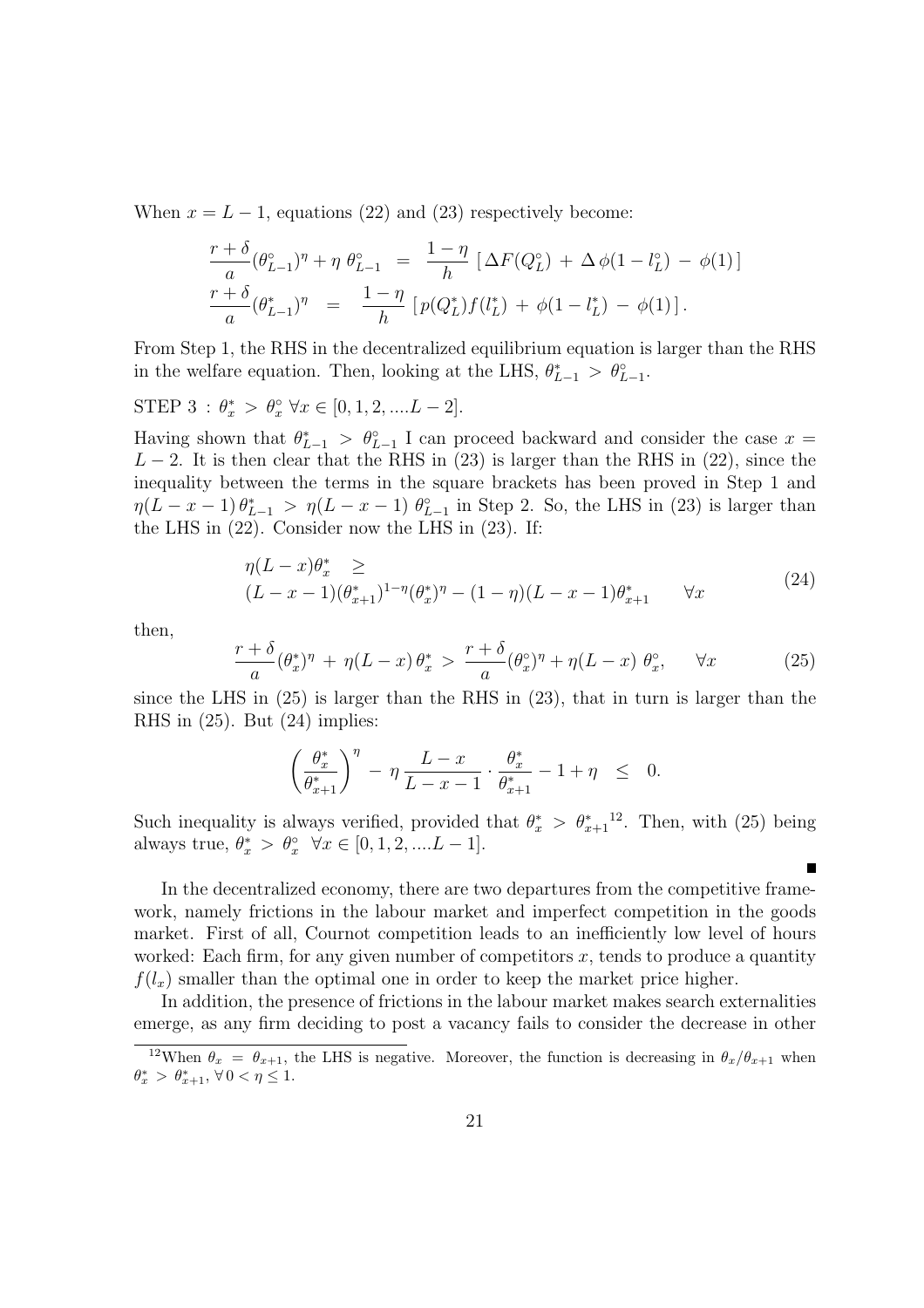When $x = L-1$, equations (22) and (23) respectively become:

$$
\begin{aligned}
\frac{r+\delta}{a}(\theta^{\circ}_{L-1})^{\eta} + \eta\,\theta^{\circ}_{L-1} &= \frac{1-\eta}{h}\left[\,\Delta F(Q^{\circ}_L) + \Delta\,\phi(1-l^{\circ}_L) - \phi(1)\,\right] \\
\frac{r+\delta}{a}(\theta^{*}_{L-1})^{\eta} &= \frac{1-\eta}{h}\left[\,p(Q^{*}_L)f(l^{*}_L) + \phi(1-l^{*}_L) - \phi(1)\,\right].
\end{aligned}
$$

From Step 1, the RHS in the decentralized equilibrium equation is larger than the RHS in the welfare equation. Then, looking at the LHS, $\theta^{*}_{L-1} > \theta^{\circ}_{L-1}$.

STEP 3 : $\theta^{*}_{x} > \theta^{\circ}_{x}$ $\forall x \in [0,1,2,....L-2]$.

Having shown that $\theta^{*}_{L-1} > \theta^{\circ}_{L-1}$ I can proceed backward and consider the case $x = L-2$. It is then clear that the RHS in (23) is larger than the RHS in (22), since the inequality between the terms in the square brackets has been proved in Step 1 and $\eta(L-x-1)\,\theta^{*}_{L-1} > \eta(L-x-1)\,\theta^{\circ}_{L-1}$ in Step 2. So, the LHS in (23) is larger than the LHS in (22). Consider now the LHS in (23). If:

$$
\begin{aligned}
&\eta(L-x)\theta^{*}_{x} \quad \geq \\
&(L-x-1)(\theta^{*}_{x+1})^{1-\eta}(\theta^{*}_{x})^{\eta} - (1-\eta)(L-x-1)\theta^{*}_{x+1} \qquad \forall x
\end{aligned}
\tag{24}
$$

then,

$$
\frac{r+\delta}{a}(\theta^{*}_{x})^{\eta} + \eta(L-x)\,\theta^{*}_{x} > \frac{r+\delta}{a}(\theta^{\circ}_{x})^{\eta} + \eta(L-x)\,\theta^{\circ}_{x}, \qquad \forall x \tag{25}
$$

since the LHS in (25) is larger than the RHS in (23), that in turn is larger than the RHS in (25). But (24) implies:

$$
\left(\frac{\theta^{*}_{x}}{\theta^{*}_{x+1}}\right)^{\eta} - \eta\,\frac{L-x}{L-x-1}\cdot\frac{\theta^{*}_{x}}{\theta^{*}_{x+1}} - 1 + \eta \quad \leq \quad 0.
$$

Such inequality is always verified, provided that $\theta^{*}_{x} > \theta^{*}_{x+1}$[12]. Then, with (25) being always true, $\theta^{*}_{x} > \theta^{\circ}_{x}$ $\forall x \in [0,1,2,....L-1]$.

∎

In the decentralized economy, there are two departures from the competitive framework, namely frictions in the labour market and imperfect competition in the goods market. First of all, Cournot competition leads to an inefficiently low level of hours worked: Each firm, for any given number of competitors $x$, tends to produce a quantity $f(l_x)$ smaller than the optimal one in order to keep the market price higher.

In addition, the presence of frictions in the labour market makes search externalities emerge, as any firm deciding to post a vacancy fails to consider the decrease in other

[12] When $\theta_x = \theta_{x+1}$, the LHS is negative. Moreover, the function is decreasing in $\theta_x/\theta_{x+1}$ when $\theta^{*}_{x} > \theta^{*}_{x+1}$, $\forall\, 0 < \eta \leq 1$.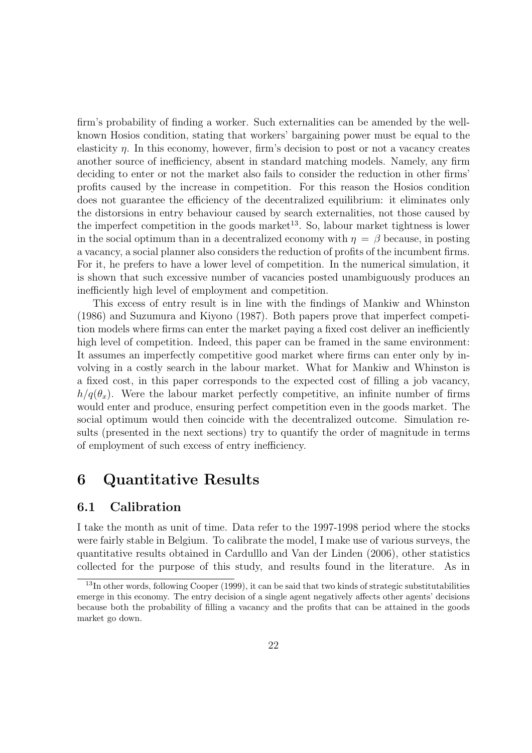firm's probability of finding a worker. Such externalities can be amended by the well-known Hosios condition, stating that workers' bargaining power must be equal to the elasticity $\eta$. In this economy, however, firm's decision to post or not a vacancy creates another source of inefficiency, absent in standard matching models. Namely, any firm deciding to enter or not the market also fails to consider the reduction in other firms' profits caused by the increase in competition. For this reason the Hosios condition does not guarantee the efficiency of the decentralized equilibrium: it eliminates only the distorsions in entry behaviour caused by search externalities, not those caused by the imperfect competition in the goods market[13]. So, labour market tightness is lower in the social optimum than in a decentralized economy with $\eta = \beta$ because, in posting a vacancy, a social planner also considers the reduction of profits of the incumbent firms. For it, he prefers to have a lower level of competition. In the numerical simulation, it is shown that such excessive number of vacancies posted unambiguously produces an inefficiently high level of employment and competition.

This excess of entry result is in line with the findings of Mankiw and Whinston (1986) and Suzumura and Kiyono (1987). Both papers prove that imperfect competition models where firms can enter the market paying a fixed cost deliver an inefficiently high level of competition. Indeed, this paper can be framed in the same environment: It assumes an imperfectly competitive good market where firms can enter only by involving in a costly search in the labour market. What for Mankiw and Whinston is a fixed cost, in this paper corresponds to the expected cost of filling a job vacancy, $h/q(\theta_x)$. Were the labour market perfectly competitive, an infinite number of firms would enter and produce, ensuring perfect competition even in the goods market. The social optimum would then coincide with the decentralized outcome. Simulation results (presented in the next sections) try to quantify the order of magnitude in terms of employment of such excess of entry inefficiency.

# 6 Quantitative Results

## 6.1 Calibration

I take the month as unit of time. Data refer to the 1997-1998 period where the stocks were fairly stable in Belgium. To calibrate the model, I make use of various surveys, the quantitative results obtained in Cardulllo and Van der Linden (2006), other statistics collected for the purpose of this study, and results found in the literature. As in

[13] In other words, following Cooper (1999), it can be said that two kinds of strategic substitutabilities emerge in this economy. The entry decision of a single agent negatively affects other agents' decisions because both the probability of filling a vacancy and the profits that can be attained in the goods market go down.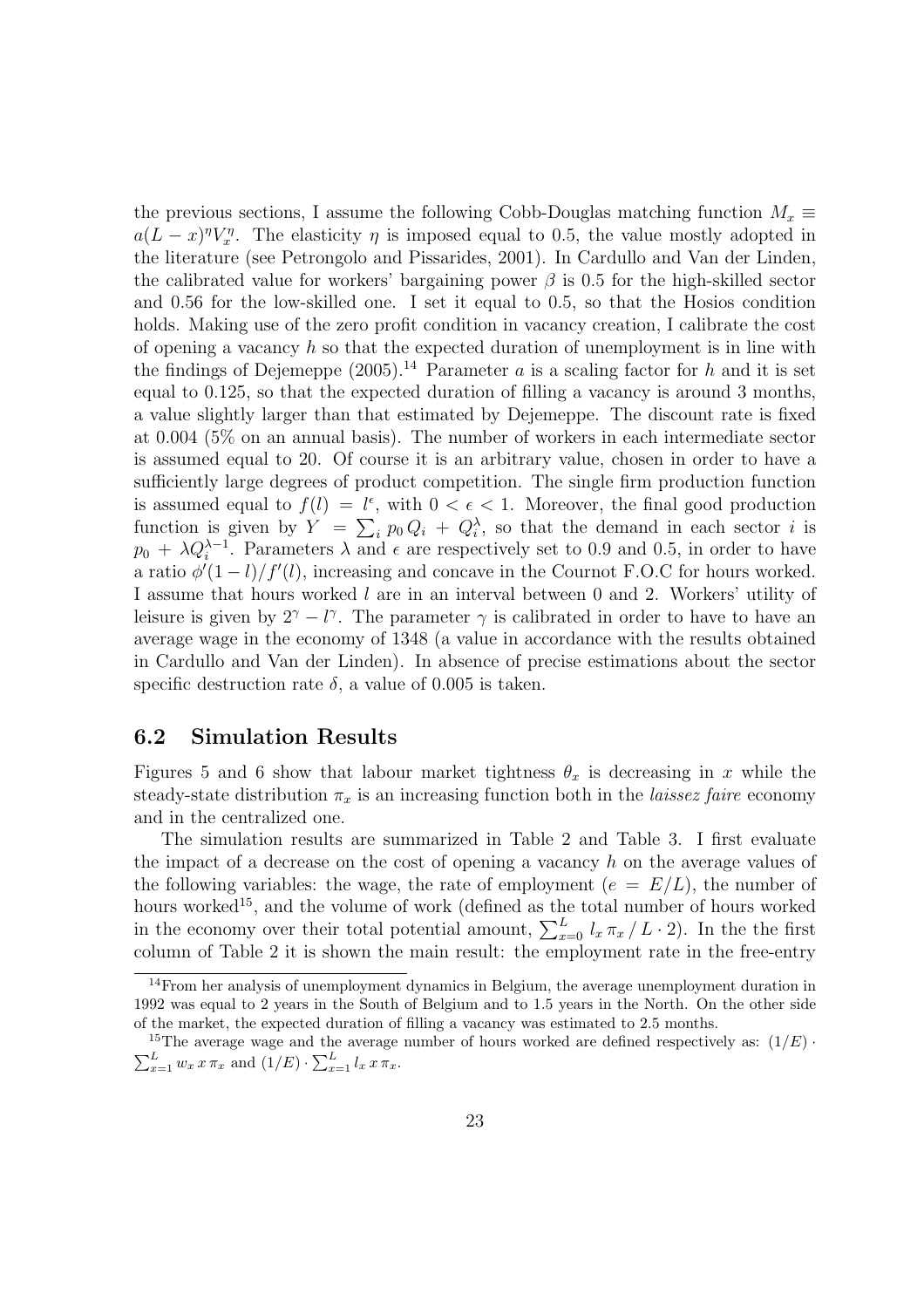the previous sections, I assume the following Cobb-Douglas matching function $M_x \equiv a(L-x)^\eta V_x^\eta$. The elasticity $\eta$ is imposed equal to 0.5, the value mostly adopted in the literature (see Petrongolo and Pissarides, 2001). In Cardullo and Van der Linden, the calibrated value for workers' bargaining power $\beta$ is 0.5 for the high-skilled sector and 0.56 for the low-skilled one. I set it equal to 0.5, so that the Hosios condition holds. Making use of the zero profit condition in vacancy creation, I calibrate the cost of opening a vacancy $h$ so that the expected duration of unemployment is in line with the findings of Dejemeppe (2005).[14] Parameter $a$ is a scaling factor for $h$ and it is set equal to 0.125, so that the expected duration of filling a vacancy is around 3 months, a value slightly larger than that estimated by Dejemeppe. The discount rate is fixed at 0.004 (5% on an annual basis). The number of workers in each intermediate sector is assumed equal to 20. Of course it is an arbitrary value, chosen in order to have a sufficiently large degrees of product competition. The single firm production function is assumed equal to $f(l) = l^\epsilon$, with $0 < \epsilon < 1$. Moreover, the final good production function is given by $Y = \sum_i p_0 Q_i + Q_i^\lambda$, so that the demand in each sector $i$ is $p_0 + \lambda Q_i^{\lambda-1}$. Parameters $\lambda$ and $\epsilon$ are respectively set to 0.9 and 0.5, in order to have a ratio $\phi'(1-l)/f'(l)$, increasing and concave in the Cournot F.O.C for hours worked. I assume that hours worked $l$ are in an interval between 0 and 2. Workers' utility of leisure is given by $2^\gamma - l^\gamma$. The parameter $\gamma$ is calibrated in order to have to have an average wage in the economy of 1348 (a value in accordance with the results obtained in Cardullo and Van der Linden). In absence of precise estimations about the sector specific destruction rate $\delta$, a value of 0.005 is taken.

## 6.2 Simulation Results

Figures 5 and 6 show that labour market tightness $\theta_x$ is decreasing in $x$ while the steady-state distribution $\pi_x$ is an increasing function both in the *laissez faire* economy and in the centralized one.

The simulation results are summarized in Table 2 and Table 3. I first evaluate the impact of a decrease on the cost of opening a vacancy $h$ on the average values of the following variables: the wage, the rate of employment ($e = E/L$), the number of hours worked[15], and the volume of work (defined as the total number of hours worked in the economy over their total potential amount, $\sum_{x=0}^{L} l_x \, \pi_x \, / \, L \cdot 2$). In the the first column of Table 2 it is shown the main result: the employment rate in the free-entry

[14] From her analysis of unemployment dynamics in Belgium, the average unemployment duration in 1992 was equal to 2 years in the South of Belgium and to 1.5 years in the North. On the other side of the market, the expected duration of filling a vacancy was estimated to 2.5 months.

[15] The average wage and the average number of hours worked are defined respectively as: $(1/E) \cdot \sum_{x=1}^{L} w_x \, x \, \pi_x$ and $(1/E) \cdot \sum_{x=1}^{L} l_x \, x \, \pi_x$.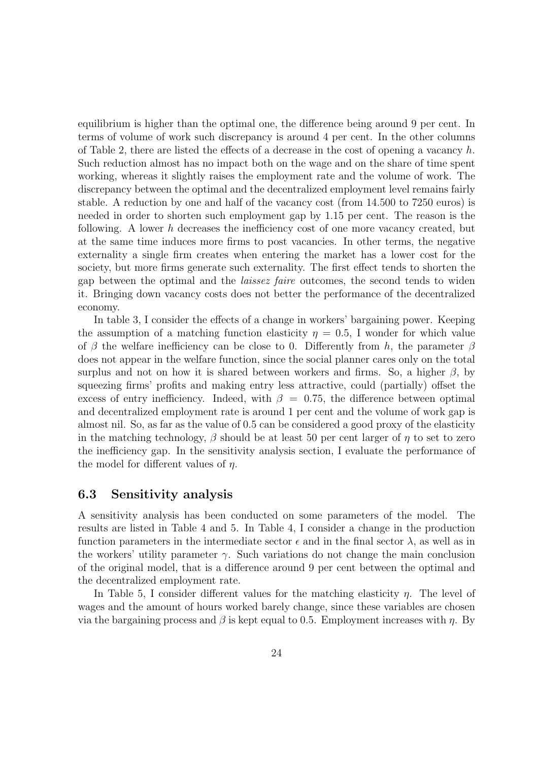equilibrium is higher than the optimal one, the difference being around 9 per cent. In terms of volume of work such discrepancy is around 4 per cent. In the other columns of Table 2, there are listed the effects of a decrease in the cost of opening a vacancy $h$. Such reduction almost has no impact both on the wage and on the share of time spent working, whereas it slightly raises the employment rate and the volume of work. The discrepancy between the optimal and the decentralized employment level remains fairly stable. A reduction by one and half of the vacancy cost (from 14.500 to 7250 euros) is needed in order to shorten such employment gap by 1.15 per cent. The reason is the following. A lower $h$ decreases the inefficiency cost of one more vacancy created, but at the same time induces more firms to post vacancies. In other terms, the negative externality a single firm creates when entering the market has a lower cost for the society, but more firms generate such externality. The first effect tends to shorten the gap between the optimal and the *laissez faire* outcomes, the second tends to widen it. Bringing down vacancy costs does not better the performance of the decentralized economy.

In table 3, I consider the effects of a change in workers' bargaining power. Keeping the assumption of a matching function elasticity $\eta = 0.5$, I wonder for which value of $\beta$ the welfare inefficiency can be close to 0. Differently from $h$, the parameter $\beta$ does not appear in the welfare function, since the social planner cares only on the total surplus and not on how it is shared between workers and firms. So, a higher $\beta$, by squeezing firms' profits and making entry less attractive, could (partially) offset the excess of entry inefficiency. Indeed, with $\beta = 0.75$, the difference between optimal and decentralized employment rate is around 1 per cent and the volume of work gap is almost nil. So, as far as the value of 0.5 can be considered a good proxy of the elasticity in the matching technology, $\beta$ should be at least 50 per cent larger of $\eta$ to set to zero the inefficiency gap. In the sensitivity analysis section, I evaluate the performance of the model for different values of $\eta$.

### 6.3 Sensitivity analysis

A sensitivity analysis has been conducted on some parameters of the model. The results are listed in Table 4 and 5. In Table 4, I consider a change in the production function parameters in the intermediate sector $\epsilon$ and in the final sector $\lambda$, as well as in the workers' utility parameter $\gamma$. Such variations do not change the main conclusion of the original model, that is a difference around 9 per cent between the optimal and the decentralized employment rate.

In Table 5, I consider different values for the matching elasticity $\eta$. The level of wages and the amount of hours worked barely change, since these variables are chosen via the bargaining process and $\beta$ is kept equal to 0.5. Employment increases with $\eta$. By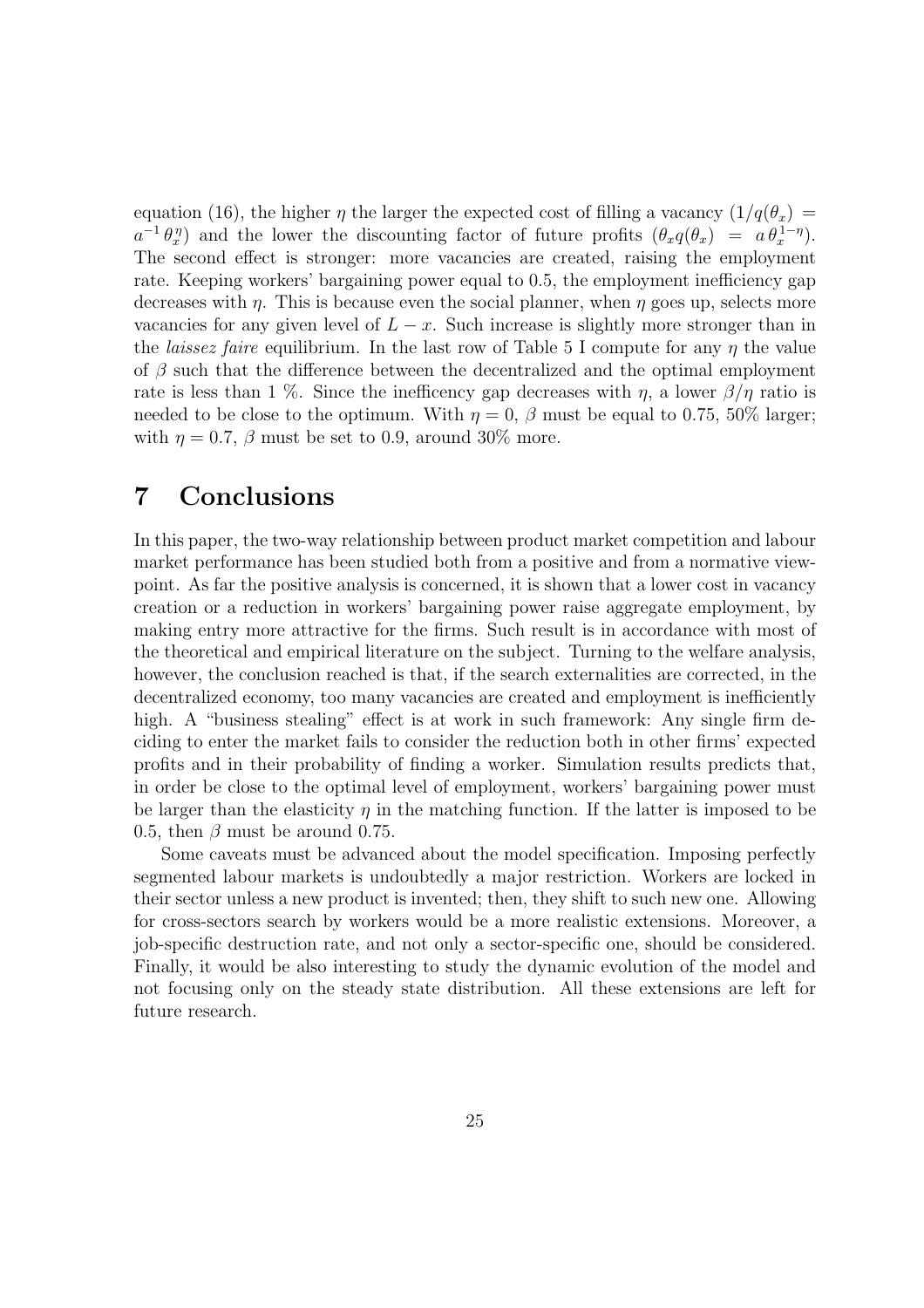equation (16), the higher $\eta$ the larger the expected cost of filling a vacancy ($1/q(\theta_x) = a^{-1}\,\theta_x^{\eta}$) and the lower the discounting factor of future profits ($\theta_x q(\theta_x) = a\,\theta_x^{1-\eta}$). The second effect is stronger: more vacancies are created, raising the employment rate. Keeping workers' bargaining power equal to 0.5, the employment inefficiency gap decreases with $\eta$. This is because even the social planner, when $\eta$ goes up, selects more vacancies for any given level of $L - x$. Such increase is slightly more stronger than in the *laissez faire* equilibrium. In the last row of Table 5 I compute for any $\eta$ the value of $\beta$ such that the difference between the decentralized and the optimal employment rate is less than 1 %. Since the inefficency gap decreases with $\eta$, a lower $\beta/\eta$ ratio is needed to be close to the optimum. With $\eta = 0$, $\beta$ must be equal to 0.75, 50% larger; with $\eta = 0.7$, $\beta$ must be set to 0.9, around 30% more.

# 7 Conclusions

In this paper, the two-way relationship between product market competition and labour market performance has been studied both from a positive and from a normative viewpoint. As far the positive analysis is concerned, it is shown that a lower cost in vacancy creation or a reduction in workers' bargaining power raise aggregate employment, by making entry more attractive for the firms. Such result is in accordance with most of the theoretical and empirical literature on the subject. Turning to the welfare analysis, however, the conclusion reached is that, if the search externalities are corrected, in the decentralized economy, too many vacancies are created and employment is inefficiently high. A "business stealing" effect is at work in such framework: Any single firm deciding to enter the market fails to consider the reduction both in other firms' expected profits and in their probability of finding a worker. Simulation results predicts that, in order be close to the optimal level of employment, workers' bargaining power must be larger than the elasticity $\eta$ in the matching function. If the latter is imposed to be 0.5, then $\beta$ must be around 0.75.

Some caveats must be advanced about the model specification. Imposing perfectly segmented labour markets is undoubtedly a major restriction. Workers are locked in their sector unless a new product is invented; then, they shift to such new one. Allowing for cross-sectors search by workers would be a more realistic extensions. Moreover, a job-specific destruction rate, and not only a sector-specific one, should be considered. Finally, it would be also interesting to study the dynamic evolution of the model and not focusing only on the steady state distribution. All these extensions are left for future research.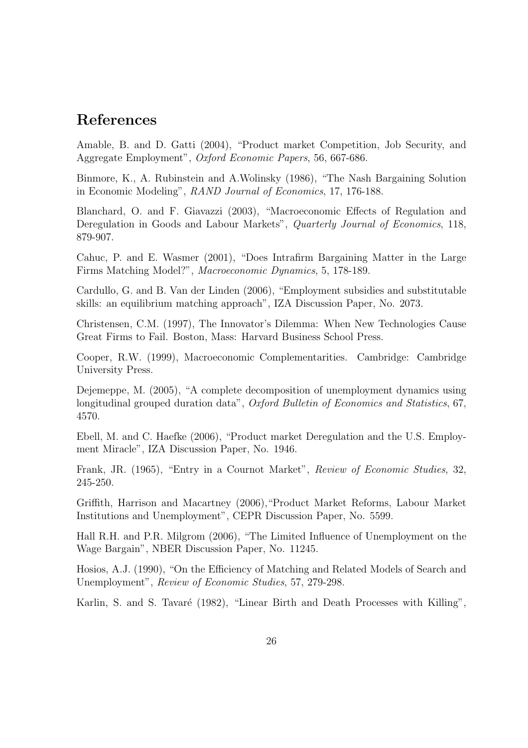# References

Amable, B. and D. Gatti (2004), "Product market Competition, Job Security, and Aggregate Employment", *Oxford Economic Papers*, 56, 667-686.

Binmore, K., A. Rubinstein and A.Wolinsky (1986), "The Nash Bargaining Solution in Economic Modeling", *RAND Journal of Economics*, 17, 176-188.

Blanchard, O. and F. Giavazzi (2003), "Macroeconomic Effects of Regulation and Deregulation in Goods and Labour Markets", *Quarterly Journal of Economics*, 118, 879-907.

Cahuc, P. and E. Wasmer (2001), "Does Intrafirm Bargaining Matter in the Large Firms Matching Model?", *Macroeconomic Dynamics*, 5, 178-189.

Cardullo, G. and B. Van der Linden (2006), "Employment subsidies and substitutable skills: an equilibrium matching approach", IZA Discussion Paper, No. 2073.

Christensen, C.M. (1997), The Innovator's Dilemma: When New Technologies Cause Great Firms to Fail. Boston, Mass: Harvard Business School Press.

Cooper, R.W. (1999), Macroeconomic Complementarities. Cambridge: Cambridge University Press.

Dejemeppe, M. (2005), "A complete decomposition of unemployment dynamics using longitudinal grouped duration data", *Oxford Bulletin of Economics and Statistics*, 67, 4570.

Ebell, M. and C. Haefke (2006), "Product market Deregulation and the U.S. Employment Miracle", IZA Discussion Paper, No. 1946.

Frank, JR. (1965), "Entry in a Cournot Market", *Review of Economic Studies*, 32, 245-250.

Griffith, Harrison and Macartney (2006),"Product Market Reforms, Labour Market Institutions and Unemployment", CEPR Discussion Paper, No. 5599.

Hall R.H. and P.R. Milgrom (2006), "The Limited Influence of Unemployment on the Wage Bargain", NBER Discussion Paper, No. 11245.

Hosios, A.J. (1990), "On the Efficiency of Matching and Related Models of Search and Unemployment", *Review of Economic Studies*, 57, 279-298.

Karlin, S. and S. Tavaré (1982), "Linear Birth and Death Processes with Killing",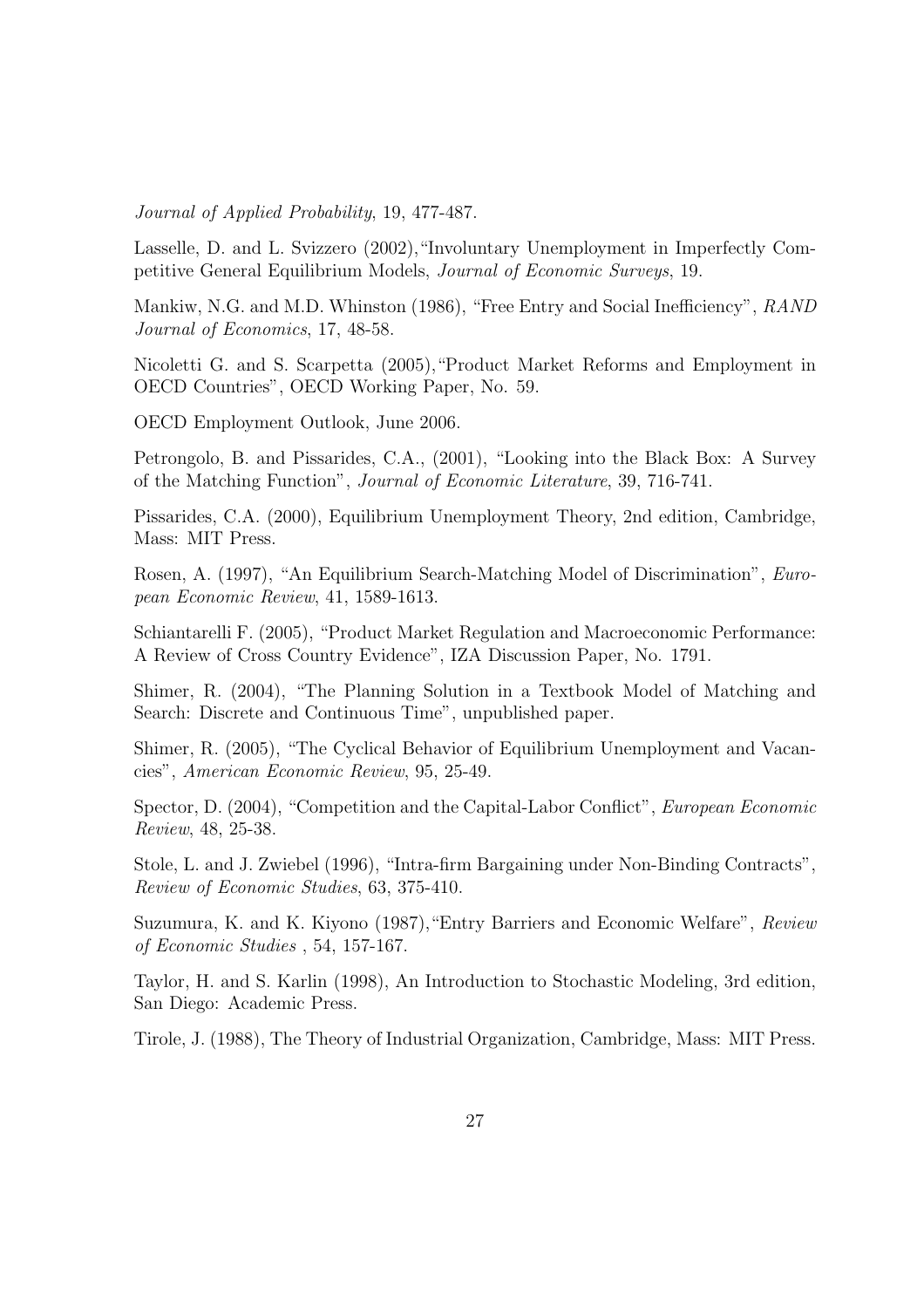*Journal of Applied Probability*, 19, 477-487.

Lasselle, D. and L. Svizzero (2002),"Involuntary Unemployment in Imperfectly Competitive General Equilibrium Models, *Journal of Economic Surveys*, 19.

Mankiw, N.G. and M.D. Whinston (1986), "Free Entry and Social Inefficiency", *RAND Journal of Economics*, 17, 48-58.

Nicoletti G. and S. Scarpetta (2005),"Product Market Reforms and Employment in OECD Countries", OECD Working Paper, No. 59.

OECD Employment Outlook, June 2006.

Petrongolo, B. and Pissarides, C.A., (2001), "Looking into the Black Box: A Survey of the Matching Function", *Journal of Economic Literature*, 39, 716-741.

Pissarides, C.A. (2000), Equilibrium Unemployment Theory, 2nd edition, Cambridge, Mass: MIT Press.

Rosen, A. (1997), "An Equilibrium Search-Matching Model of Discrimination", *European Economic Review*, 41, 1589-1613.

Schiantarelli F. (2005), "Product Market Regulation and Macroeconomic Performance: A Review of Cross Country Evidence", IZA Discussion Paper, No. 1791.

Shimer, R. (2004), "The Planning Solution in a Textbook Model of Matching and Search: Discrete and Continuous Time", unpublished paper.

Shimer, R. (2005), "The Cyclical Behavior of Equilibrium Unemployment and Vacancies", *American Economic Review*, 95, 25-49.

Spector, D. (2004), "Competition and the Capital-Labor Conflict", *European Economic Review*, 48, 25-38.

Stole, L. and J. Zwiebel (1996), "Intra-firm Bargaining under Non-Binding Contracts", *Review of Economic Studies*, 63, 375-410.

Suzumura, K. and K. Kiyono (1987),"Entry Barriers and Economic Welfare", *Review of Economic Studies* , 54, 157-167.

Taylor, H. and S. Karlin (1998), An Introduction to Stochastic Modeling, 3rd edition, San Diego: Academic Press.

Tirole, J. (1988), The Theory of Industrial Organization, Cambridge, Mass: MIT Press.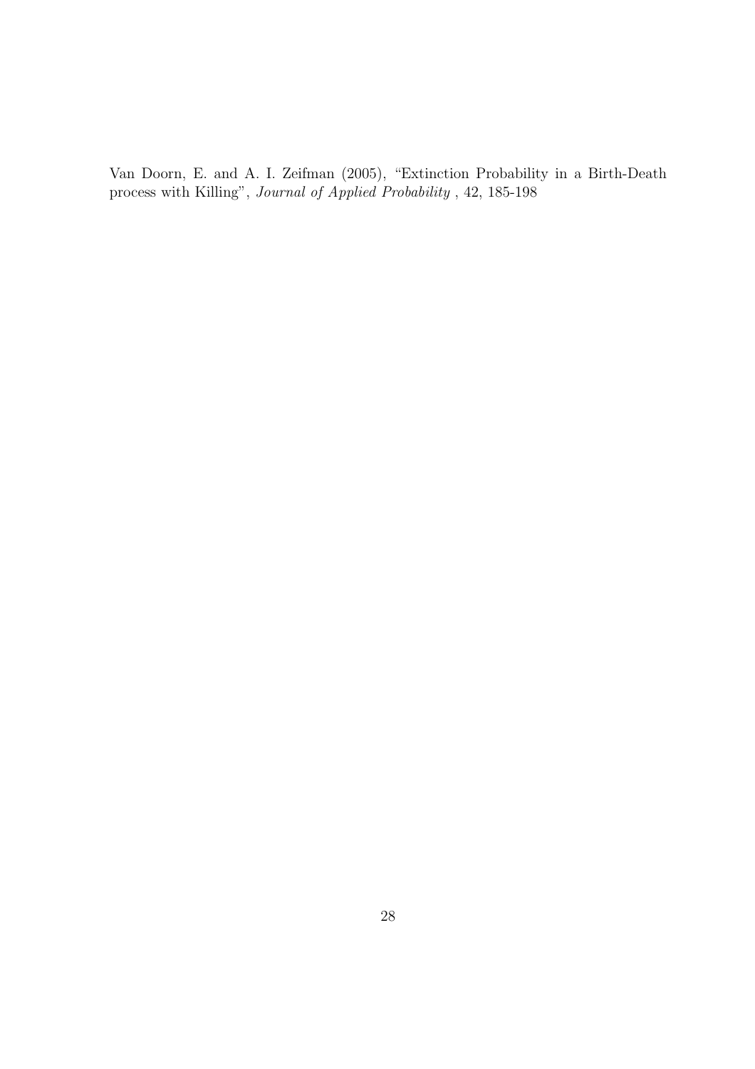Van Doorn, E. and A. I. Zeifman (2005), "Extinction Probability in a Birth-Death process with Killing", *Journal of Applied Probability* , 42, 185-198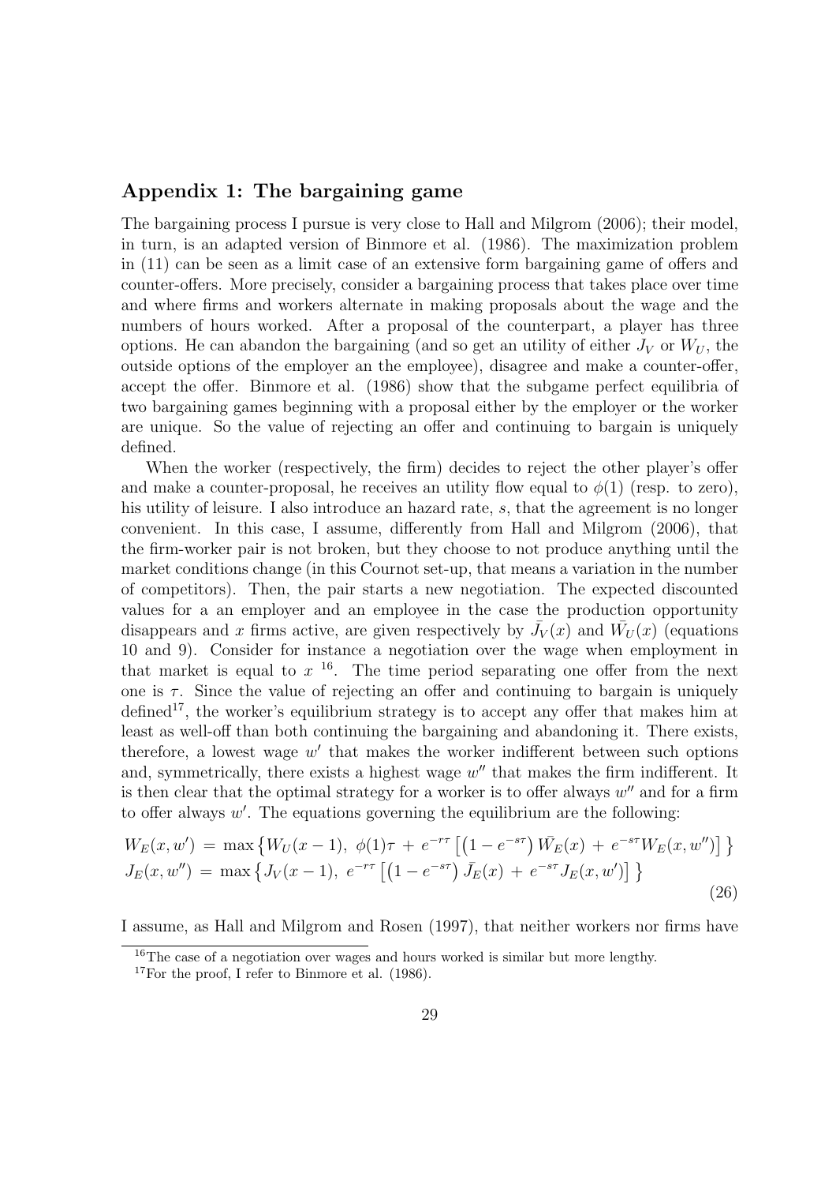## Appendix 1: The bargaining game

The bargaining process I pursue is very close to Hall and Milgrom (2006); their model, in turn, is an adapted version of Binmore et al. (1986). The maximization problem in (11) can be seen as a limit case of an extensive form bargaining game of offers and counter-offers. More precisely, consider a bargaining process that takes place over time and where firms and workers alternate in making proposals about the wage and the numbers of hours worked. After a proposal of the counterpart, a player has three options. He can abandon the bargaining (and so get an utility of either $J_V$ or $W_U$, the outside options of the employer an the employee), disagree and make a counter-offer, accept the offer. Binmore et al. (1986) show that the subgame perfect equilibria of two bargaining games beginning with a proposal either by the employer or the worker are unique. So the value of rejecting an offer and continuing to bargain is uniquely defined.

When the worker (respectively, the firm) decides to reject the other player's offer and make a counter-proposal, he receives an utility flow equal to $\phi(1)$ (resp. to zero), his utility of leisure. I also introduce an hazard rate, $s$, that the agreement is no longer convenient. In this case, I assume, differently from Hall and Milgrom (2006), that the firm-worker pair is not broken, but they choose to not produce anything until the market conditions change (in this Cournot set-up, that means a variation in the number of competitors). Then, the pair starts a new negotiation. The expected discounted values for a an employer and an employee in the case the production opportunity disappears and $x$ firms active, are given respectively by $\bar{J}_V(x)$ and $\bar{W}_U(x)$ (equations 10 and 9). Consider for instance a negotiation over the wage when employment in that market is equal to $x$ [16]. The time period separating one offer from the next one is $\tau$. Since the value of rejecting an offer and continuing to bargain is uniquely defined[17], the worker's equilibrium strategy is to accept any offer that makes him at least as well-off than both continuing the bargaining and abandoning it. There exists, therefore, a lowest wage $w'$ that makes the worker indifferent between such options and, symmetrically, there exists a highest wage $w''$ that makes the firm indifferent. It is then clear that the optimal strategy for a worker is to offer always $w''$ and for a firm to offer always $w'$. The equations governing the equilibrium are the following:

$$
\begin{aligned}
W_E(x, w') &= \max\left\{W_U(x-1),\ \phi(1)\tau + e^{-r\tau}\left[\left(1-e^{-s\tau}\right)\bar{W}_E(x) + e^{-s\tau}W_E(x, w'')\right]\right\} \\
J_E(x, w'') &= \max\left\{J_V(x-1),\ e^{-r\tau}\left[\left(1-e^{-s\tau}\right)\bar{J}_E(x) + e^{-s\tau}J_E(x, w')\right]\right\}
\end{aligned}
\tag{26}
$$

I assume, as Hall and Milgrom and Rosen (1997), that neither workers nor firms have

[16] The case of a negotiation over wages and hours worked is similar but more lengthy.

[17] For the proof, I refer to Binmore et al. (1986).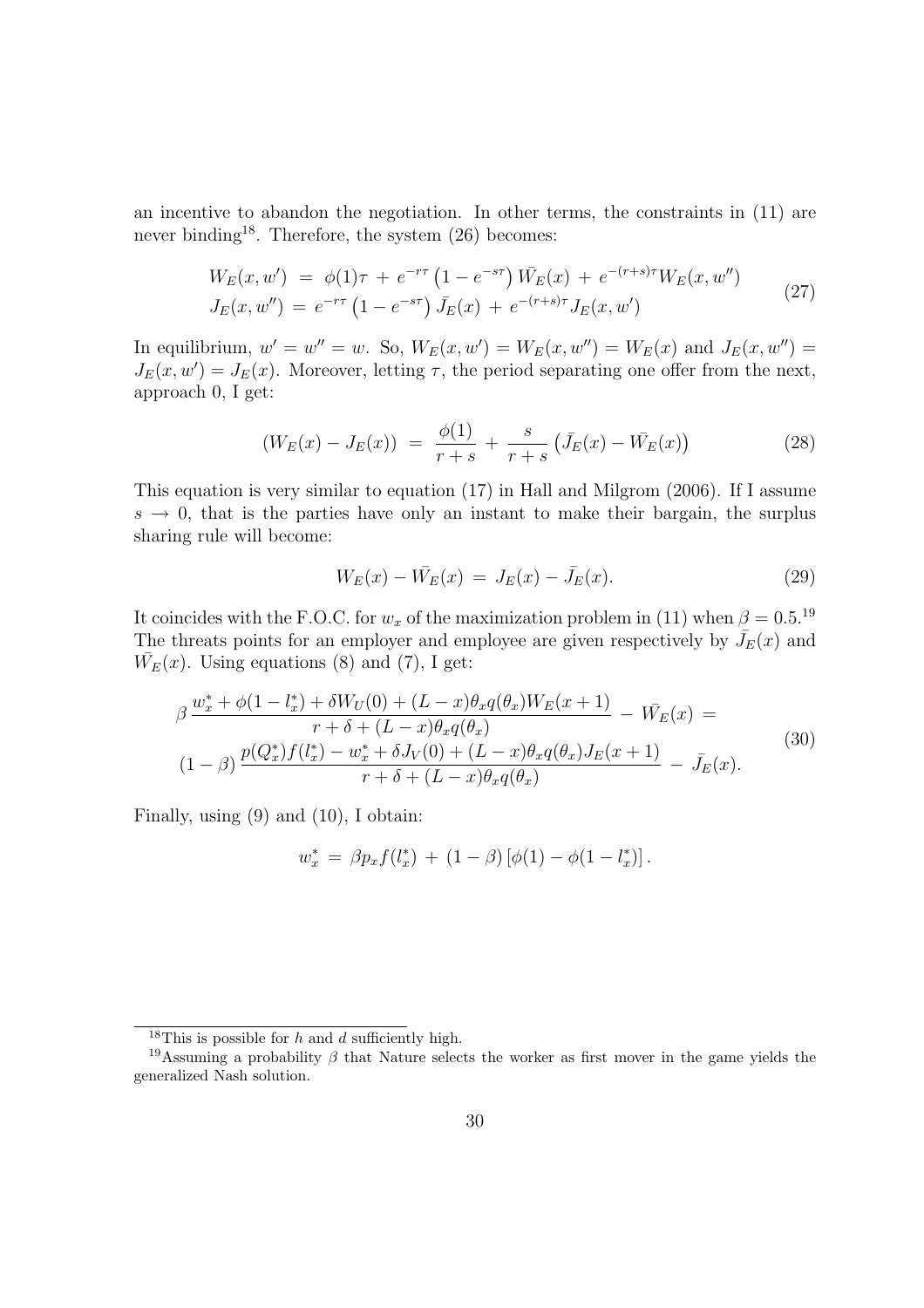an incentive to abandon the negotiation. In other terms, the constraints in (11) are never binding[18]. Therefore, the system (26) becomes:

$$
\begin{aligned}
W_E(x,w') &= \phi(1)\tau + e^{-r\tau}\left(1-e^{-s\tau}\right)\bar{W_E}(x) + e^{-(r+s)\tau}W_E(x,w'') \\
J_E(x,w'') &= e^{-r\tau}\left(1-e^{-s\tau}\right)\bar{J_E}(x) + e^{-(r+s)\tau}J_E(x,w')
\end{aligned}
\tag{27}
$$

In equilibrium, $w' = w'' = w$. So, $W_E(x,w') = W_E(x,w'') = W_E(x)$ and $J_E(x,w'') = J_E(x,w') = J_E(x)$. Moreover, letting $\tau$, the period separating one offer from the next, approach 0, I get:

$$
(W_E(x) - J_E(x)) = \frac{\phi(1)}{r+s} + \frac{s}{r+s}\left(\bar{J_E}(x) - \bar{W_E}(x)\right) \tag{28}
$$

This equation is very similar to equation (17) in Hall and Milgrom (2006). If I assume $s \to 0$, that is the parties have only an instant to make their bargain, the surplus sharing rule will become:

$$
W_E(x) - \bar{W_E}(x) = J_E(x) - \bar{J_E}(x). \tag{29}
$$

It coincides with the F.O.C. for $w_x$ of the maximization problem in (11) when $\beta = 0.5$.[19] The threats points for an employer and employee are given respectively by $\bar{J_E}(x)$ and $\bar{W_E}(x)$. Using equations (8) and (7), I get:

$$
\begin{aligned}
&\beta\,\frac{w_x^* + \phi(1-l_x^*) + \delta W_U(0) + (L-x)\theta_x q(\theta_x) W_E(x+1)}{r+\delta+(L-x)\theta_x q(\theta_x)} - \bar{W_E}(x) = \\
&(1-\beta)\,\frac{p(Q_x^*)f(l_x^*) - w_x^* + \delta J_V(0) + (L-x)\theta_x q(\theta_x) J_E(x+1)}{r+\delta+(L-x)\theta_x q(\theta_x)} - \bar{J_E}(x).
\end{aligned}
\tag{30}
$$

Finally, using (9) and (10), I obtain:

$$
w_x^* = \beta p_x f(l_x^*) + (1-\beta)\left[\phi(1) - \phi(1-l_x^*)\right].
$$

---

[18] This is possible for $h$ and $d$ sufficiently high.

[19] Assuming a probability $\beta$ that Nature selects the worker as first mover in the game yields the generalized Nash solution.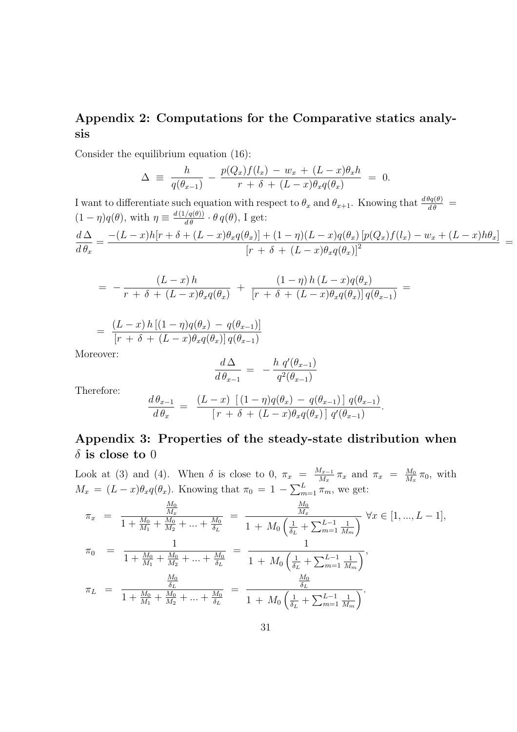## Appendix 2: Computations for the Comparative statics analysis

Consider the equilibrium equation (16):

$$\Delta \;\equiv\; \frac{h}{q(\theta_{x-1})} \;-\; \frac{p(Q_x)f(l_x) \,-\, w_x \,+\, (L-x)\theta_x h}{r \,+\, \delta \,+\, (L-x)\theta_x q(\theta_x)} \;=\; 0.$$

I want to differentiate such equation with respect to $\theta_x$ and $\theta_{x+1}$. Knowing that $\frac{d\,\theta q(\theta)}{d\,\theta} = (1-\eta)q(\theta)$, with $\eta \equiv \frac{d\,(1/q(\theta))}{d\,\theta} \cdot \theta\, q(\theta)$, I get:

$$\frac{d\,\Delta}{d\,\theta_x} = \frac{-(L-x)h[r+\delta+(L-x)\theta_x q(\theta_x)] + (1-\eta)(L-x)q(\theta_x)\,[p(Q_x)f(l_x) - w_x + (L-x)h\theta_x]}{[r \,+\, \delta \,+\, (L-x)\theta_x q(\theta_x)]^2} =$$

$$= \;-\,\frac{(L-x)\,h}{r \,+\, \delta \,+\, (L-x)\theta_x q(\theta_x)} \;+\; \frac{(1-\eta)\,h\,(L-x)q(\theta_x)}{[r \,+\, \delta \,+\, (L-x)\theta_x q(\theta_x)]\,q(\theta_{x-1})} \;=$$

$$= \;\frac{(L-x)\,h\,[(1-\eta)q(\theta_x) \,-\, q(\theta_{x-1})]}{[r \,+\, \delta \,+\, (L-x)\theta_x q(\theta_x)]\,q(\theta_{x-1})}$$

Moreover:

$$\frac{d\,\Delta}{d\,\theta_{x-1}} \;=\; -\,\frac{h\;q'(\theta_{x-1})}{q^2(\theta_{x-1})}$$

Therefore:

$$\frac{d\,\theta_{x-1}}{d\,\theta_x} \;=\; \frac{(L-x)\;\,[\,(1-\eta)q(\theta_x) \,-\, q(\theta_{x-1})\,]\;q(\theta_{x-1})}{[\,r \,+\, \delta \,+\, (L-x)\theta_x q(\theta_x)\,]\;q'(\theta_{x-1})}.$$

## Appendix 3: Properties of the steady-state distribution when $\delta$ is close to 0

Look at (3) and (4). When $\delta$ is close to 0, $\pi_x = \frac{M_{x-1}}{M_x}\,\pi_x$ and $\pi_x = \frac{M_0}{M_x}\,\pi_0$, with $M_x = (L-x)\theta_x q(\theta_x)$. Knowing that $\pi_0 = 1 - \sum_{m=1}^{L}\pi_m$, we get:

$$\begin{aligned}
\pi_x &= \frac{\frac{M_0}{M_x}}{1+\frac{M_0}{M_1}+\frac{M_0}{M_2}+\ldots+\frac{M_0}{\delta_L}} = \frac{\frac{M_0}{M_x}}{1\,+\,M_0\left(\frac{1}{\delta_L}+\sum_{m=1}^{L-1}\frac{1}{M_m}\right)}\;\;\forall x \in [1,\ldots,L-1],\\
\pi_0 &= \frac{1}{1+\frac{M_0}{M_1}+\frac{M_0}{M_2}+\ldots+\frac{M_0}{\delta_L}} = \frac{1}{1\,+\,M_0\left(\frac{1}{\delta_L}+\sum_{m=1}^{L-1}\frac{1}{M_m}\right)},\\
\pi_L &= \frac{\frac{M_0}{\delta_L}}{1+\frac{M_0}{M_1}+\frac{M_0}{M_2}+\ldots+\frac{M_0}{\delta_L}} = \frac{\frac{M_0}{\delta_L}}{1\,+\,M_0\left(\frac{1}{\delta_L}+\sum_{m=1}^{L-1}\frac{1}{M_m}\right)}.
\end{aligned}$$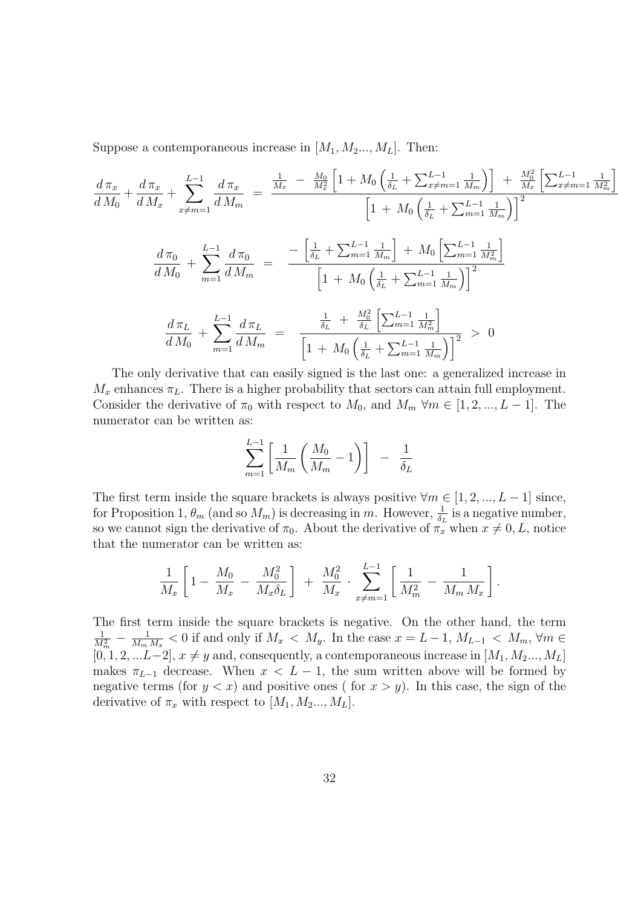Suppose a contemporaneous increase in $[M_1, M_2..., M_L]$. Then:

$$\frac{d\,\pi_x}{d\,M_0} + \frac{d\,\pi_x}{d\,M_x} + \sum_{x \neq m=1}^{L-1} \frac{d\,\pi_x}{d\,M_m} \;=\; \frac{\frac{1}{M_x} \;-\; \frac{M_0}{M_x^2}\left[1 + M_0\left(\frac{1}{\delta_L} + \sum_{x\neq m=1}^{L-1}\frac{1}{M_m}\right)\right] \;+\; \frac{M_0^2}{M_x}\left[\sum_{x\neq m=1}^{L-1}\frac{1}{M_m^2}\right]}{\left[1 \,+\, M_0\left(\frac{1}{\delta_L} + \sum_{m=1}^{L-1}\frac{1}{M_m}\right)\right]^2}$$

$$\frac{d\,\pi_0}{d\,M_0} + \sum_{m=1}^{L-1}\frac{d\,\pi_0}{d\,M_m} \;=\; \frac{-\left[\frac{1}{\delta_L} + \sum_{m=1}^{L-1}\frac{1}{M_m}\right] \,+\, M_0\left[\sum_{m=1}^{L-1}\frac{1}{M_m^2}\right]}{\left[1 \,+\, M_0\left(\frac{1}{\delta_L} + \sum_{m=1}^{L-1}\frac{1}{M_m}\right)\right]^2}$$

$$\frac{d\,\pi_L}{d\,M_0} + \sum_{m=1}^{L-1}\frac{d\,\pi_L}{d\,M_m} \;=\; \frac{\frac{1}{\delta_L} \,+\, \frac{M_0^2}{\delta_L}\left[\sum_{m=1}^{L-1}\frac{1}{M_m^2}\right]}{\left[1 \,+\, M_0\left(\frac{1}{\delta_L} + \sum_{m=1}^{L-1}\frac{1}{M_m}\right)\right]^2} \;>\; 0$$

The only derivative that can easily signed is the last one: a generalized increase in $M_x$ enhances $\pi_L$. There is a higher probability that sectors can attain full employment. Consider the derivative of $\pi_0$ with respect to $M_0$, and $M_m$ $\forall m \in [1, 2, ..., L-1]$. The numerator can be written as:

$$\sum_{m=1}^{L-1}\left[\frac{1}{M_m}\left(\frac{M_0}{M_m} - 1\right)\right] \;-\; \frac{1}{\delta_L}$$

The first term inside the square brackets is always positive $\forall m \in [1, 2, ..., L-1]$ since, for Proposition 1, $\theta_m$ (and so $M_m$) is decreasing in $m$. However, $\frac{1}{\delta_L}$ is a negative number, so we cannot sign the derivative of $\pi_0$. About the derivative of $\pi_x$ when $x \neq 0, L$, notice that the numerator can be written as:

$$\frac{1}{M_x}\left[1 - \frac{M_0}{M_x} - \frac{M_0^2}{M_x \delta_L}\right] \;+\; \frac{M_0^2}{M_x}\cdot\sum_{x\neq m=1}^{L-1}\left[\frac{1}{M_m^2} - \frac{1}{M_m\,M_x}\right].$$

The first term inside the square brackets is negative. On the other hand, the term $\frac{1}{M_m^2} - \frac{1}{M_m\,M_x} < 0$ if and only if $M_x \,<\, M_y$. In the case $x = L-1$, $M_{L-1} \,<\, M_m$, $\forall m \in [0, 1, 2, ...L-2]$, $x \neq y$ and, consequently, a contemporaneous increase in $[M_1, M_2..., M_L]$ makes $\pi_{L-1}$ decrease. When $x \,<\, L-1$, the sum written above will be formed by negative terms (for $y < x$) and positive ones ( for $x > y$). In this case, the sign of the derivative of $\pi_x$ with respect to $[M_1, M_2..., M_L]$.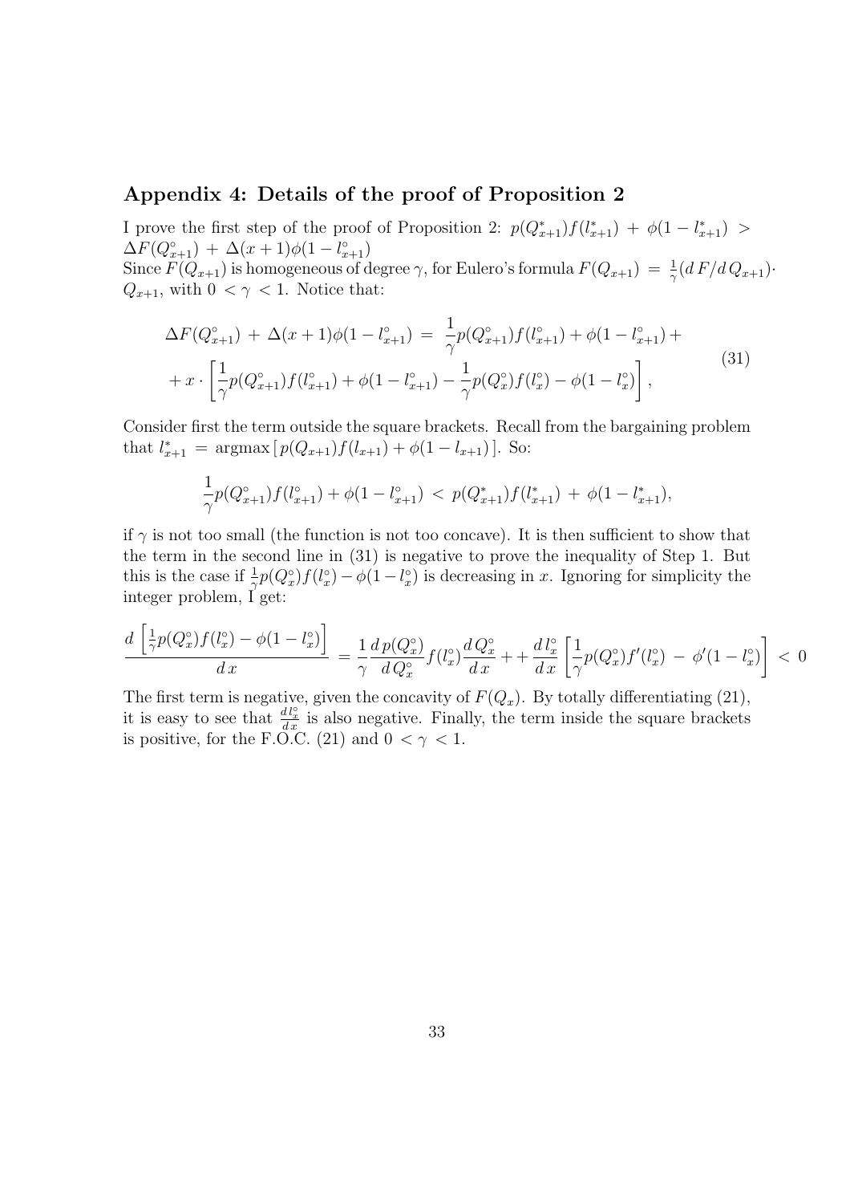## Appendix 4: Details of the proof of Proposition 2

I prove the first step of the proof of Proposition 2: $p(Q^*_{x+1})f(l^*_{x+1}) + \phi(1 - l^*_{x+1}) > \Delta F(Q^\circ_{x+1}) + \Delta(x+1)\phi(1 - l^\circ_{x+1})$

Since $F(Q_{x+1})$ is homogeneous of degree $\gamma$, for Eulero's formula $F(Q_{x+1}) = \frac{1}{\gamma}(d\,F/d\,Q_{x+1})\cdot Q_{x+1}$, with $0 < \gamma < 1$. Notice that:

$$
\begin{aligned}
\Delta F(Q^\circ_{x+1}) + \Delta(x+1)\phi(1 - l^\circ_{x+1}) = \; & \frac{1}{\gamma}p(Q^\circ_{x+1})f(l^\circ_{x+1}) + \phi(1 - l^\circ_{x+1}) + \\
+ x \cdot \left[ \frac{1}{\gamma}p(Q^\circ_{x+1})f(l^\circ_{x+1}) + \phi(1 - l^\circ_{x+1}) - \frac{1}{\gamma}p(Q^\circ_x)f(l^\circ_x) - \phi(1 - l^\circ_x) \right], &
\end{aligned}
\tag{31}
$$

Consider first the term outside the square brackets. Recall from the bargaining problem that $l^*_{x+1} = \text{argmax}\,[\,p(Q_{x+1})f(l_{x+1}) + \phi(1 - l_{x+1})\,]$. So:

$$
\frac{1}{\gamma}p(Q^\circ_{x+1})f(l^\circ_{x+1}) + \phi(1 - l^\circ_{x+1}) < p(Q^*_{x+1})f(l^*_{x+1}) + \phi(1 - l^*_{x+1}),
$$

if $\gamma$ is not too small (the function is not too concave). It is then sufficient to show that the term in the second line in (31) is negative to prove the inequality of Step 1. But this is the case if $\frac{1}{\gamma}p(Q^\circ_x)f(l^\circ_x) - \phi(1 - l^\circ_x)$ is decreasing in $x$. Ignoring for simplicity the integer problem, I get:

$$
\frac{d\left[\frac{1}{\gamma}p(Q^\circ_x)f(l^\circ_x) - \phi(1 - l^\circ_x)\right]}{d\,x} = \frac{1}{\gamma}\frac{d\,p(Q^\circ_x)}{d\,Q^\circ_x}f(l^\circ_x)\frac{d\,Q^\circ_x}{d\,x} + + \frac{d\,l^\circ_x}{d\,x}\left[\frac{1}{\gamma}p(Q^\circ_x)f'(l^\circ_x) - \phi'(1 - l^\circ_x)\right] < 0
$$

The first term is negative, given the concavity of $F(Q_x)$. By totally differentiating (21), it is easy to see that $\frac{d\,l^\circ_x}{d\,x}$ is also negative. Finally, the term inside the square brackets is positive, for the F.O.C. (21) and $0 < \gamma < 1$.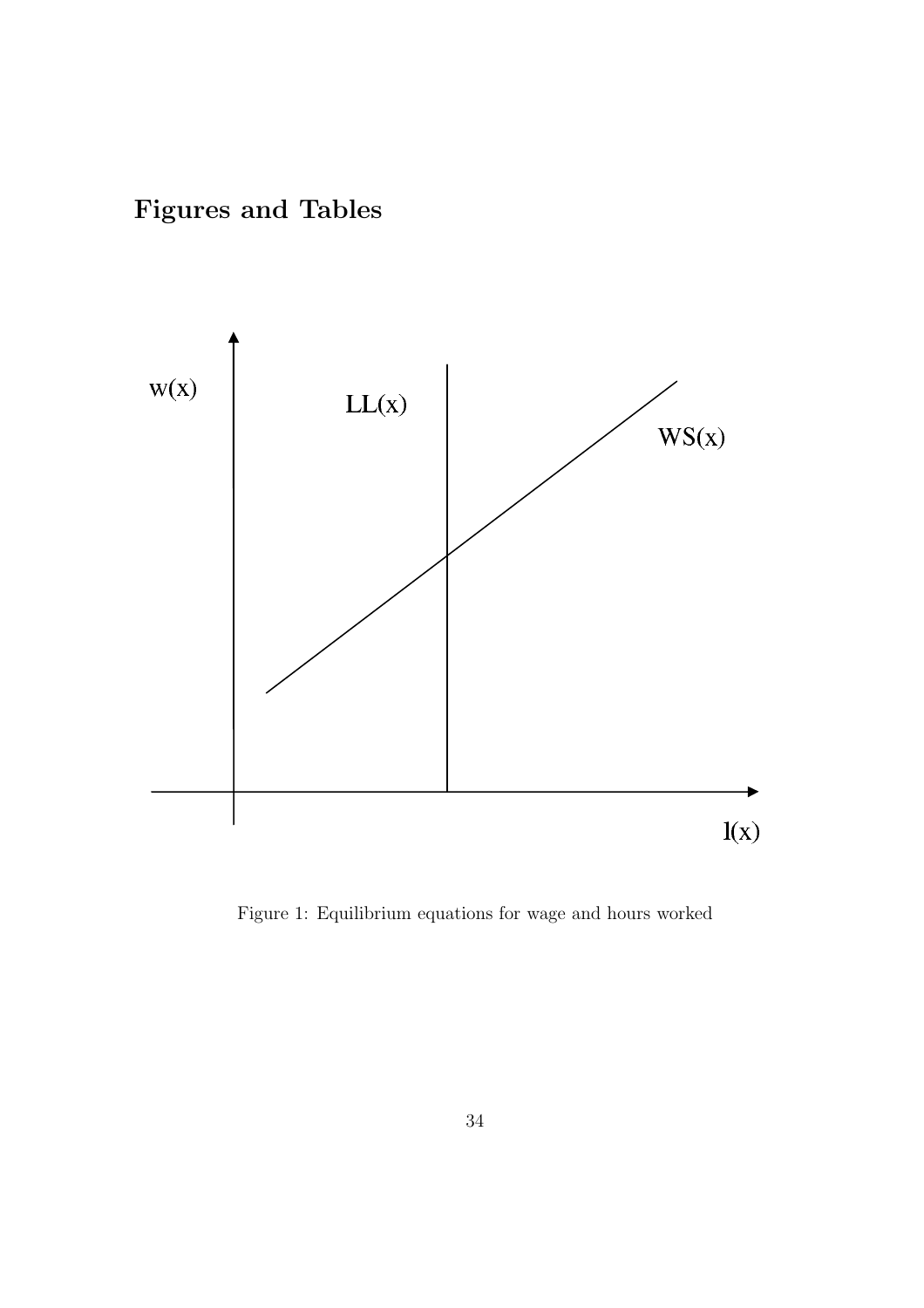## Figures and Tables

Figure 1: Equilibrium equations for wage and hours worked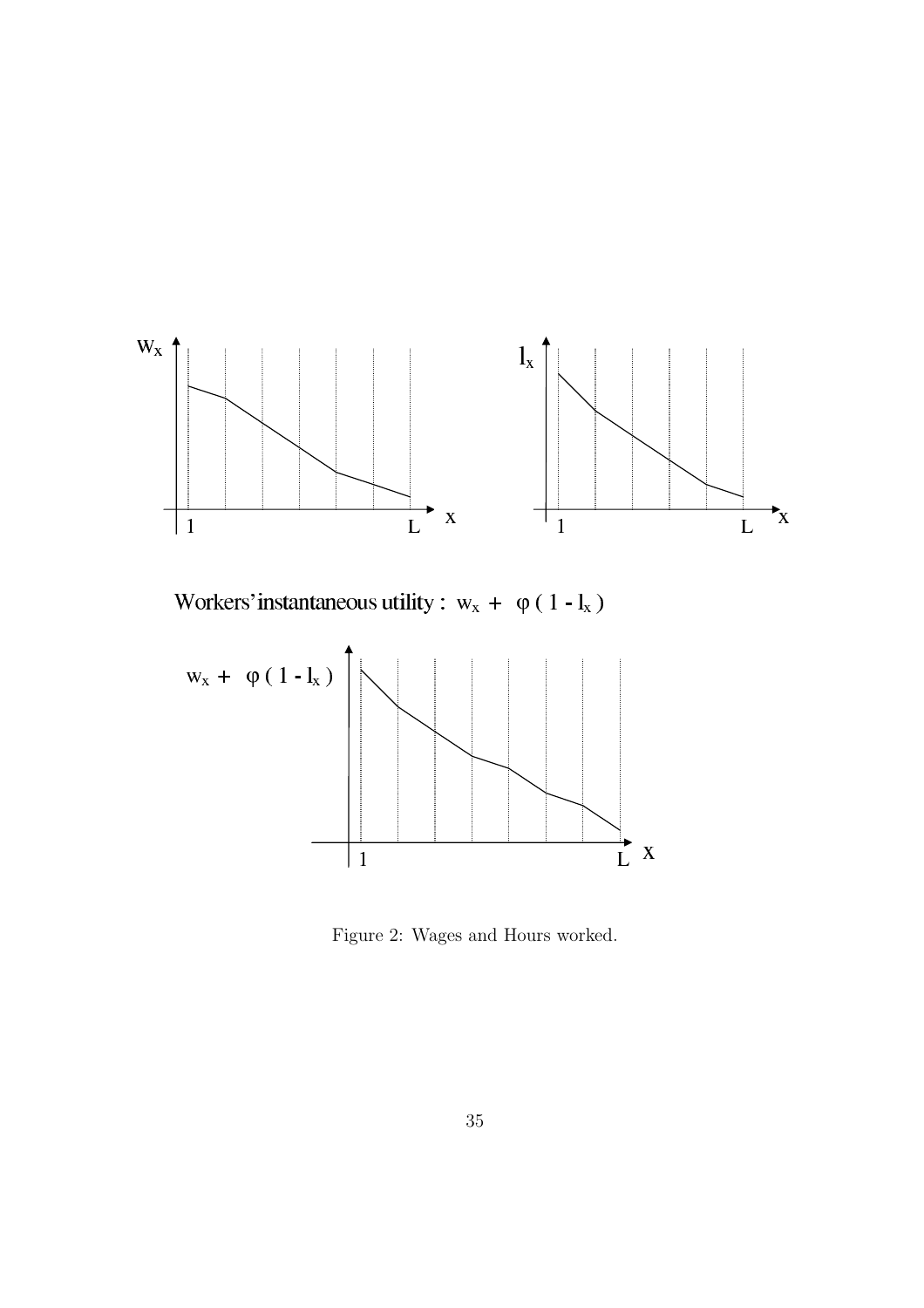$w_x$

$x$

1 L

$l_x$

$x$

1 L

Workers' instantaneous utility : $w_x + \varphi(1 - l_x)$

$w_x + \varphi(1 - l_x)$

$x$

1 L

Figure 2: Wages and Hours worked.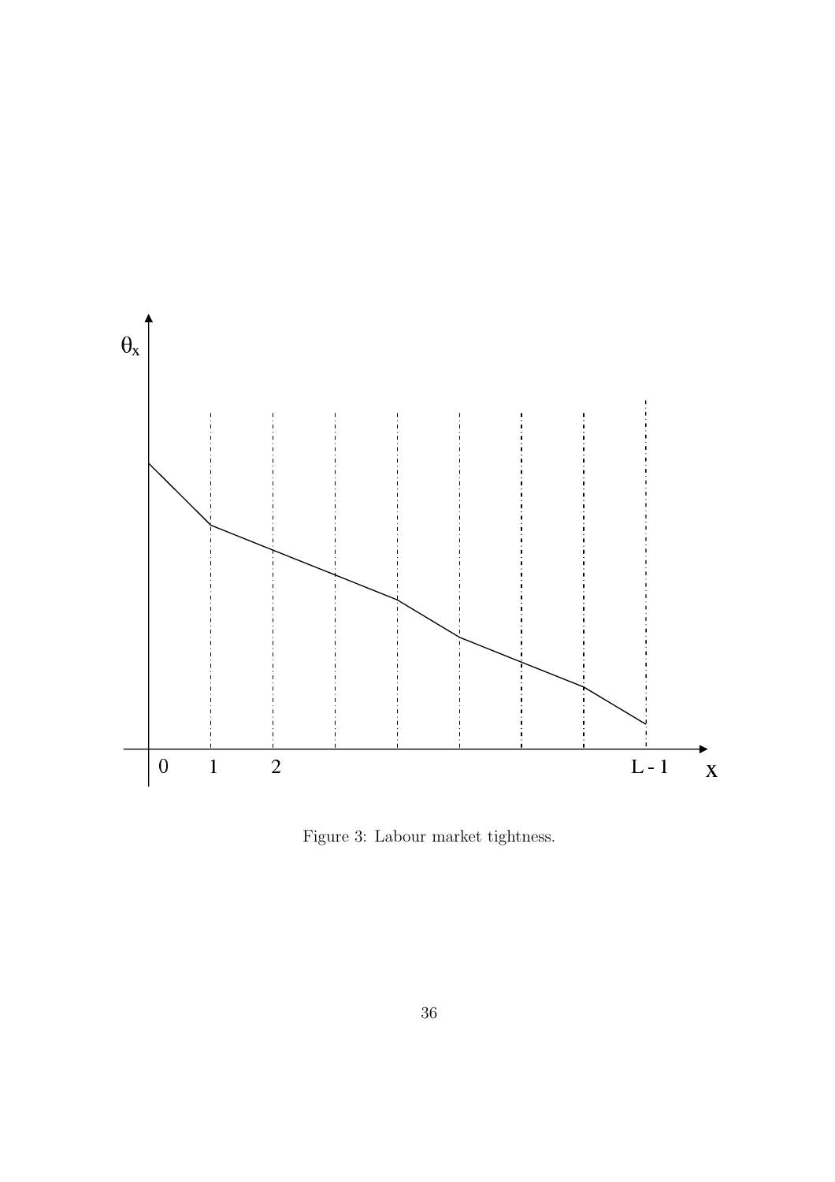Figure 3: Labour market tightness.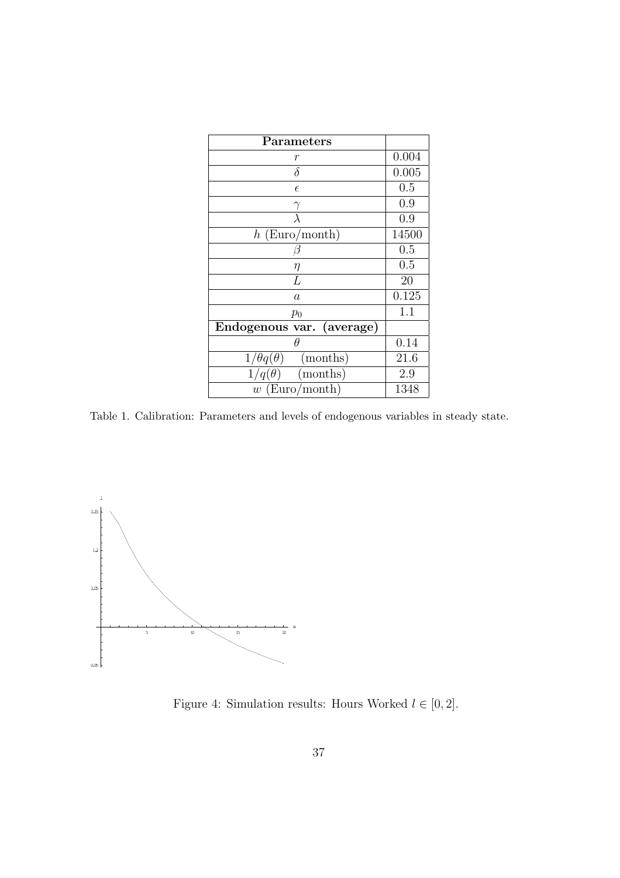| **Parameters** | |
|---|---|
| $r$ | 0.004 |
| $\delta$ | 0.005 |
| $\epsilon$ | 0.5 |
| $\gamma$ | 0.9 |
| $\lambda$ | 0.9 |
| $h$ (Euro/month) | 14500 |
| $\beta$ | 0.5 |
| $\eta$ | 0.5 |
| $L$ | 20 |
| $a$ | 0.125 |
| $p_0$ | 1.1 |
| **Endogenous var. (average)** | |
| $\theta$ | 0.14 |
| $1/\theta q(\theta)$ (months) | 21.6 |
| $1/q(\theta)$ (months) | 2.9 |
| $w$ (Euro/month) | 1348 |

Table 1. Calibration: Parameters and levels of endogenous variables in steady state.

Figure 4: Simulation results: Hours Worked $l \in [0, 2]$.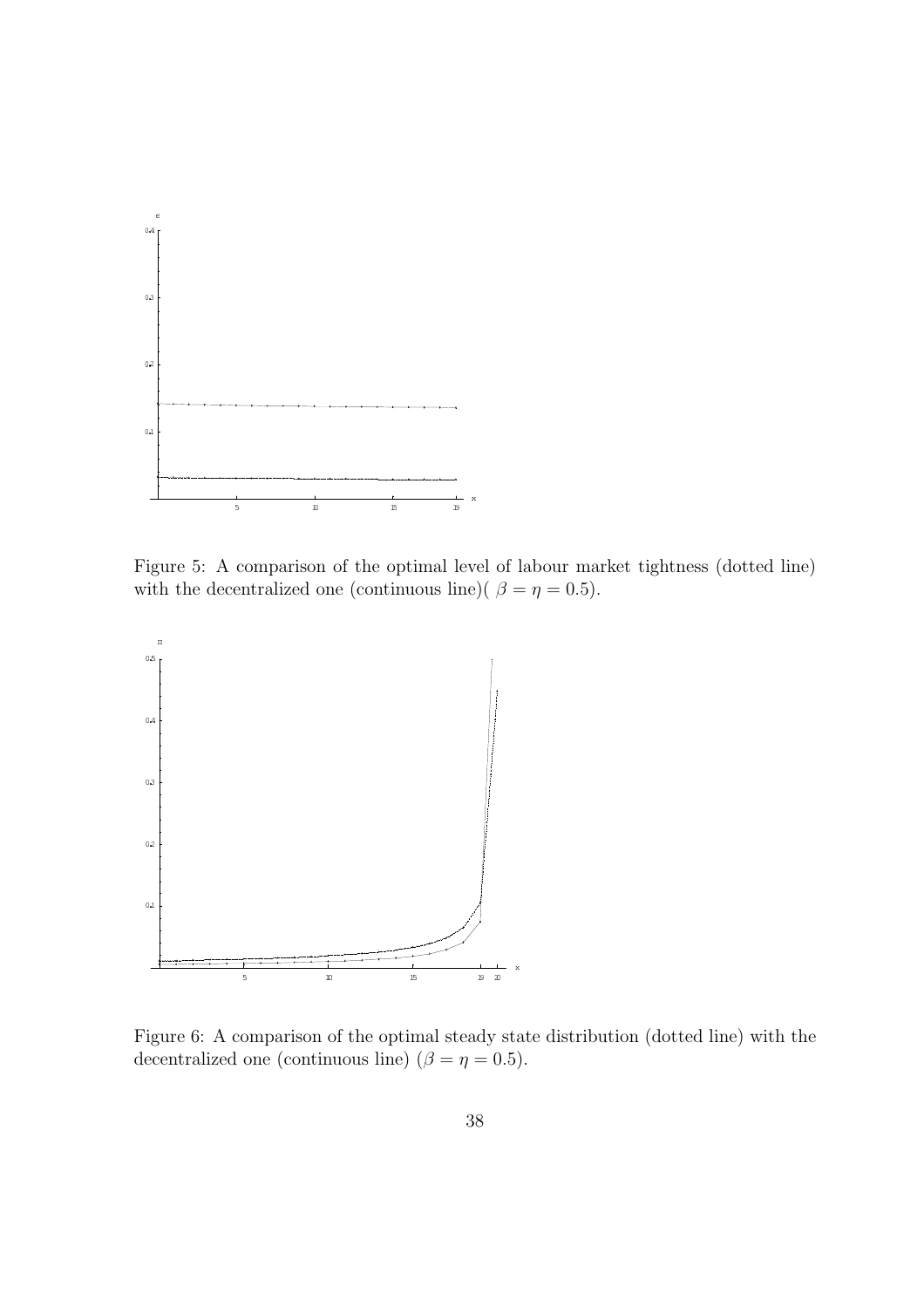Figure 5: A comparison of the optimal level of labour market tightness (dotted line) with the decentralized one (continuous line)( $\beta = \eta = 0.5$).

Figure 6: A comparison of the optimal steady state distribution (dotted line) with the decentralized one (continuous line) ($\beta = \eta = 0.5$).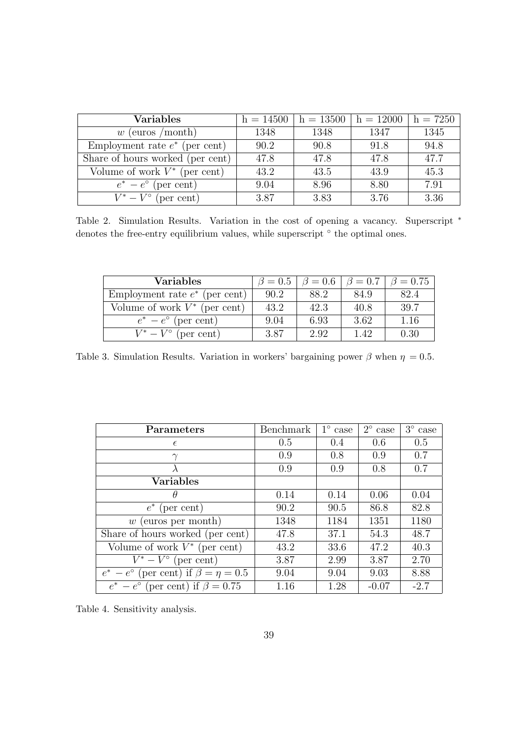| **Variables** | h = 14500 | h = 13500 | h = 12000 | h = 7250 |
|---|---|---|---|---|
| $w$ (euros /month) | 1348 | 1348 | 1347 | 1345 |
| Employment rate $e^*$ (per cent) | 90.2 | 90.8 | 91.8 | 94.8 |
| Share of hours worked (per cent) | 47.8 | 47.8 | 47.8 | 47.7 |
| Volume of work $V^*$ (per cent) | 43.2 | 43.5 | 43.9 | 45.3 |
| $e^* - e^\circ$ (per cent) | 9.04 | 8.96 | 8.80 | 7.91 |
| $V^* - V^\circ$ (per cent) | 3.87 | 3.83 | 3.76 | 3.36 |

Table 2. Simulation Results. Variation in the cost of opening a vacancy. Superscript $^*$ denotes the free-entry equilibrium values, while superscript $^\circ$ the optimal ones.

| **Variables** | $\beta = 0.5$ | $\beta = 0.6$ | $\beta = 0.7$ | $\beta = 0.75$ |
|---|---|---|---|---|
| Employment rate $e^*$ (per cent) | 90.2 | 88.2 | 84.9 | 82.4 |
| Volume of work $V^*$ (per cent) | 43.2 | 42.3 | 40.8 | 39.7 |
| $e^* - e^\circ$ (per cent) | 9.04 | 6.93 | 3.62 | 1.16 |
| $V^* - V^\circ$ (per cent) | 3.87 | 2.92 | 1.42 | 0.30 |

Table 3. Simulation Results. Variation in workers' bargaining power $\beta$ when $\eta = 0.5$.

| **Parameters** | Benchmark | 1° case | 2° case | 3° case |
|---|---|---|---|---|
| $\epsilon$ | 0.5 | 0.4 | 0.6 | 0.5 |
| $\gamma$ | 0.9 | 0.8 | 0.9 | 0.7 |
| $\lambda$ | 0.9 | 0.9 | 0.8 | 0.7 |
| **Variables** | | | | |
| $\theta$ | 0.14 | 0.14 | 0.06 | 0.04 |
| $e^*$ (per cent) | 90.2 | 90.5 | 86.8 | 82.8 |
| $w$ (euros per month) | 1348 | 1184 | 1351 | 1180 |
| Share of hours worked (per cent) | 47.8 | 37.1 | 54.3 | 48.7 |
| Volume of work $V^*$ (per cent) | 43.2 | 33.6 | 47.2 | 40.3 |
| $V^* - V^\circ$ (per cent) | 3.87 | 2.99 | 3.87 | 2.70 |
| $e^* - e^\circ$ (per cent) if $\beta = \eta = 0.5$ | 9.04 | 9.04 | 9.03 | 8.88 |
| $e^* - e^\circ$ (per cent) if $\beta = 0.75$ | 1.16 | 1.28 | -0.07 | -2.7 |

Table 4. Sensitivity analysis.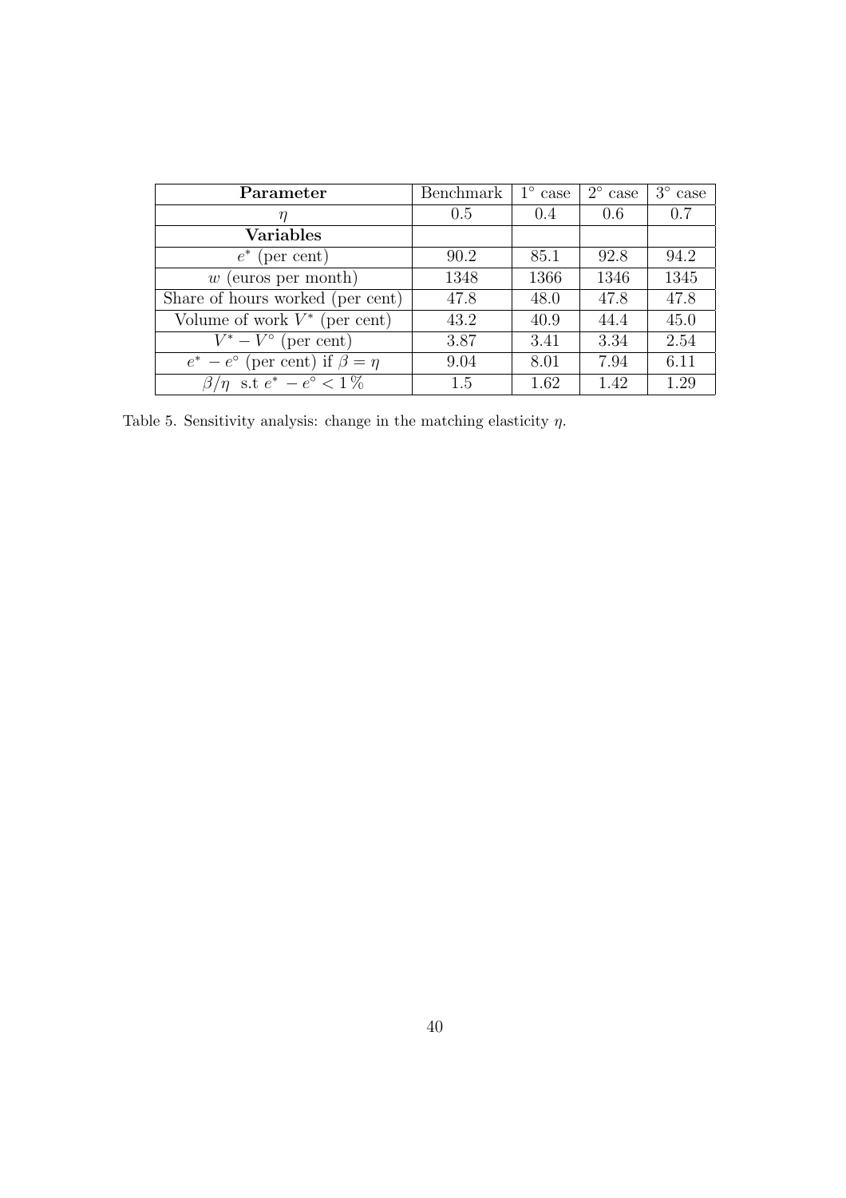| **Parameter** | Benchmark | $1^\circ$ case | $2^\circ$ case | $3^\circ$ case |
|---|---|---|---|---|
| $\eta$ | 0.5 | 0.4 | 0.6 | 0.7 |
| **Variables** | | | | |
| $e^*$ (per cent) | 90.2 | 85.1 | 92.8 | 94.2 |
| $w$ (euros per month) | 1348 | 1366 | 1346 | 1345 |
| Share of hours worked (per cent) | 47.8 | 48.0 | 47.8 | 47.8 |
| Volume of work $V^*$ (per cent) | 43.2 | 40.9 | 44.4 | 45.0 |
| $V^* - V^\circ$ (per cent) | 3.87 | 3.41 | 3.34 | 2.54 |
| $e^* - e^\circ$ (per cent) if $\beta = \eta$ | 9.04 | 8.01 | 7.94 | 6.11 |
| $\beta/\eta$ s.t $e^* - e^\circ < 1\%$ | 1.5 | 1.62 | 1.42 | 1.29 |

Table 5. Sensitivity analysis: change in the matching elasticity $\eta$.